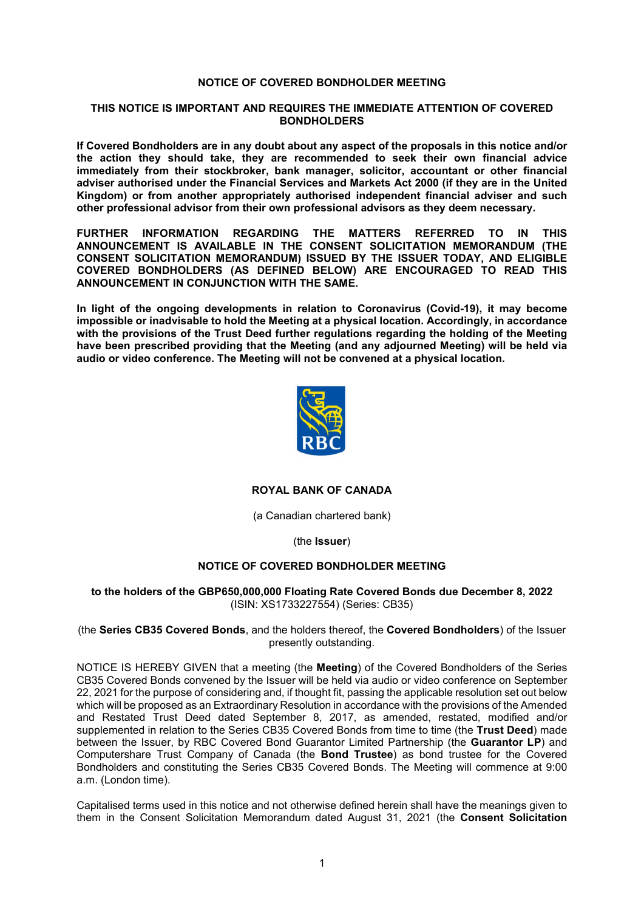**NOTICE OF COVERED BONDHOLDER MEETING**

**THIS NOTICE IS IMPORTANT AND REQUIRES THE IMMEDIATE ATTENTION OF COVERED BONDHOLDERS**

**If Covered Bondholders are in any doubt about any aspect of the proposals in this notice and/or the action they should take, they are recommended to seek their own financial advice immediately from their stockbroker, bank manager, solicitor, accountant or other financial adviser authorised under the Financial Services and Markets Act 2000 (if they are in the United Kingdom) or from another appropriately authorised independent financial adviser and such other professional advisor from their own professional advisors as they deem necessary.**

**FURTHER INFORMATION REGARDING THE MATTERS REFERRED TO IN THIS ANNOUNCEMENT IS AVAILABLE IN THE CONSENT SOLICITATION MEMORANDUM (THE CONSENT SOLICITATION MEMORANDUM) ISSUED BY THE ISSUER TODAY, AND ELIGIBLE COVERED BONDHOLDERS (AS DEFINED BELOW) ARE ENCOURAGED TO READ THIS ANNOUNCEMENT IN CONJUNCTION WITH THE SAME.**

**In light of the ongoing developments in relation to Coronavirus (Covid-19), it may become impossible or inadvisable to hold the Meeting at a physical location. Accordingly, in accordance with the provisions of the Trust Deed further regulations regarding the holding of the Meeting have been prescribed providing that the Meeting (and any adjourned Meeting) will be held via audio or video conference. The Meeting will not be convened at a physical location.**

**ROYAL BANK OF CANADA**

(a Canadian chartered bank)

(the **Issuer**)

**NOTICE OF COVERED BONDHOLDER MEETING**

**to the holders of the GBP650,000,000 Floating Rate Covered Bonds due December 8, 2022**
(ISIN: XS1733227554) (Series: CB35)

(the **Series CB35 Covered Bonds**, and the holders thereof, the **Covered Bondholders**) of the Issuer presently outstanding.

NOTICE IS HEREBY GIVEN that a meeting (the **Meeting**) of the Covered Bondholders of the Series CB35 Covered Bonds convened by the Issuer will be held via audio or video conference on September 22, 2021 for the purpose of considering and, if thought fit, passing the applicable resolution set out below which will be proposed as an Extraordinary Resolution in accordance with the provisions of the Amended and Restated Trust Deed dated September 8, 2017, as amended, restated, modified and/or supplemented in relation to the Series CB35 Covered Bonds from time to time (the **Trust Deed**) made between the Issuer, by RBC Covered Bond Guarantor Limited Partnership (the **Guarantor LP**) and Computershare Trust Company of Canada (the **Bond Trustee**) as bond trustee for the Covered Bondholders and constituting the Series CB35 Covered Bonds. The Meeting will commence at 9:00 a.m. (London time).

Capitalised terms used in this notice and not otherwise defined herein shall have the meanings given to them in the Consent Solicitation Memorandum dated August 31, 2021 (the **Consent Solicitation**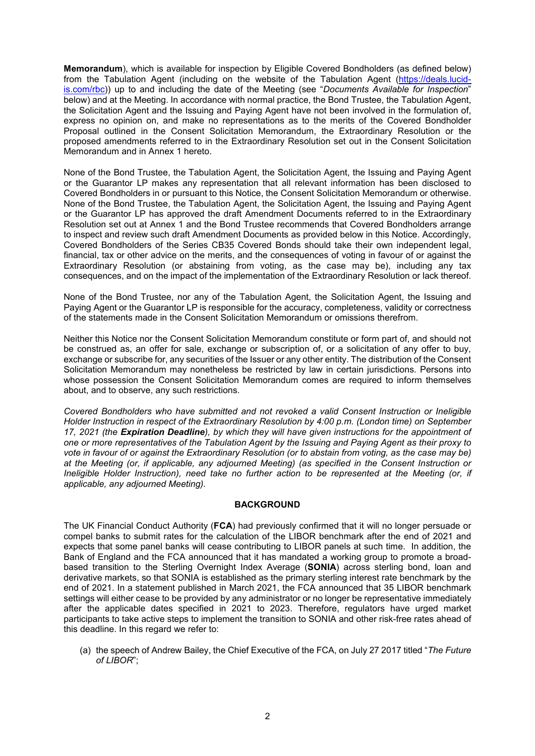**Memorandum**), which is available for inspection by Eligible Covered Bondholders (as defined below) from the Tabulation Agent (including on the website of the Tabulation Agent (https://deals.lucid-is.com/rbc)) up to and including the date of the Meeting (see "*Documents Available for Inspection*" below) and at the Meeting. In accordance with normal practice, the Bond Trustee, the Tabulation Agent, the Solicitation Agent and the Issuing and Paying Agent have not been involved in the formulation of, express no opinion on, and make no representations as to the merits of the Covered Bondholder Proposal outlined in the Consent Solicitation Memorandum, the Extraordinary Resolution or the proposed amendments referred to in the Extraordinary Resolution set out in the Consent Solicitation Memorandum and in Annex 1 hereto.

None of the Bond Trustee, the Tabulation Agent, the Solicitation Agent, the Issuing and Paying Agent or the Guarantor LP makes any representation that all relevant information has been disclosed to Covered Bondholders in or pursuant to this Notice, the Consent Solicitation Memorandum or otherwise. None of the Bond Trustee, the Tabulation Agent, the Solicitation Agent, the Issuing and Paying Agent or the Guarantor LP has approved the draft Amendment Documents referred to in the Extraordinary Resolution set out at Annex 1 and the Bond Trustee recommends that Covered Bondholders arrange to inspect and review such draft Amendment Documents as provided below in this Notice. Accordingly, Covered Bondholders of the Series CB35 Covered Bonds should take their own independent legal, financial, tax or other advice on the merits, and the consequences of voting in favour of or against the Extraordinary Resolution (or abstaining from voting, as the case may be), including any tax consequences, and on the impact of the implementation of the Extraordinary Resolution or lack thereof.

None of the Bond Trustee, nor any of the Tabulation Agent, the Solicitation Agent, the Issuing and Paying Agent or the Guarantor LP is responsible for the accuracy, completeness, validity or correctness of the statements made in the Consent Solicitation Memorandum or omissions therefrom.

Neither this Notice nor the Consent Solicitation Memorandum constitute or form part of, and should not be construed as, an offer for sale, exchange or subscription of, or a solicitation of any offer to buy, exchange or subscribe for, any securities of the Issuer or any other entity. The distribution of the Consent Solicitation Memorandum may nonetheless be restricted by law in certain jurisdictions. Persons into whose possession the Consent Solicitation Memorandum comes are required to inform themselves about, and to observe, any such restrictions.

*Covered Bondholders who have submitted and not revoked a valid Consent Instruction or Ineligible Holder Instruction in respect of the Extraordinary Resolution by 4:00 p.m. (London time) on September 17, 2021 (the **Expiration Deadline**), by which they will have given instructions for the appointment of one or more representatives of the Tabulation Agent by the Issuing and Paying Agent as their proxy to vote in favour of or against the Extraordinary Resolution (or to abstain from voting, as the case may be) at the Meeting (or, if applicable, any adjourned Meeting) (as specified in the Consent Instruction or Ineligible Holder Instruction), need take no further action to be represented at the Meeting (or, if applicable, any adjourned Meeting).*

## BACKGROUND

The UK Financial Conduct Authority (**FCA**) had previously confirmed that it will no longer persuade or compel banks to submit rates for the calculation of the LIBOR benchmark after the end of 2021 and expects that some panel banks will cease contributing to LIBOR panels at such time. In addition, the Bank of England and the FCA announced that it has mandated a working group to promote a broad-based transition to the Sterling Overnight Index Average (**SONIA**) across sterling bond, loan and derivative markets, so that SONIA is established as the primary sterling interest rate benchmark by the end of 2021. In a statement published in March 2021, the FCA announced that 35 LIBOR benchmark settings will either cease to be provided by any administrator or no longer be representative immediately after the applicable dates specified in 2021 to 2023. Therefore, regulators have urged market participants to take active steps to implement the transition to SONIA and other risk-free rates ahead of this deadline. In this regard we refer to:

(a) the speech of Andrew Bailey, the Chief Executive of the FCA, on July 27 2017 titled "*The Future of LIBOR*";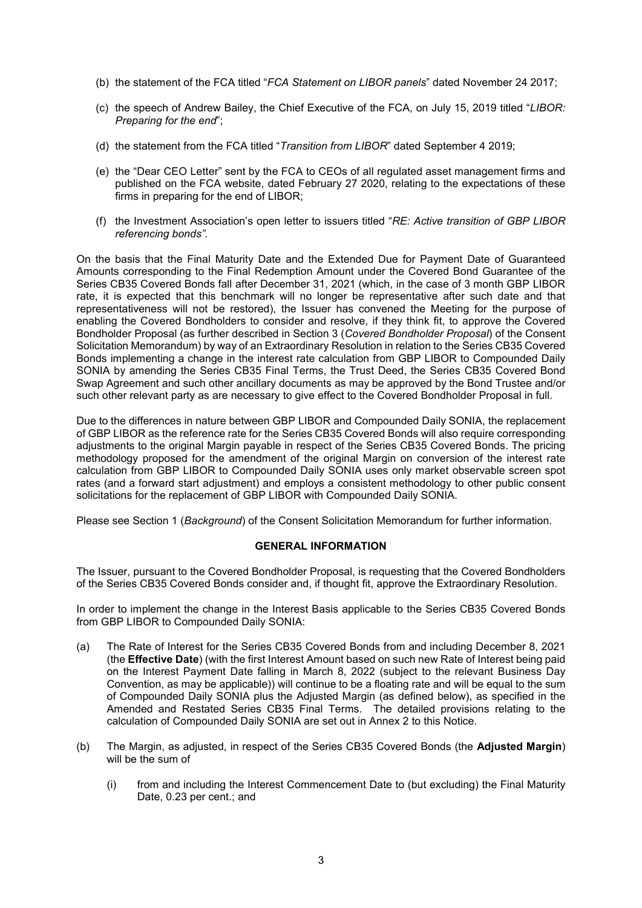(b) the statement of the FCA titled "*FCA Statement on LIBOR panels*" dated November 24 2017;

(c) the speech of Andrew Bailey, the Chief Executive of the FCA, on July 15, 2019 titled "*LIBOR: Preparing for the end*";

(d) the statement from the FCA titled "*Transition from LIBOR*" dated September 4 2019;

(e) the "Dear CEO Letter" sent by the FCA to CEOs of all regulated asset management firms and published on the FCA website, dated February 27 2020, relating to the expectations of these firms in preparing for the end of LIBOR;

(f) the Investment Association's open letter to issuers titled "*RE: Active transition of GBP LIBOR referencing bonds".*

On the basis that the Final Maturity Date and the Extended Due for Payment Date of Guaranteed Amounts corresponding to the Final Redemption Amount under the Covered Bond Guarantee of the Series CB35 Covered Bonds fall after December 31, 2021 (which, in the case of 3 month GBP LIBOR rate, it is expected that this benchmark will no longer be representative after such date and that representativeness will not be restored), the Issuer has convened the Meeting for the purpose of enabling the Covered Bondholders to consider and resolve, if they think fit, to approve the Covered Bondholder Proposal (as further described in Section 3 (*Covered Bondholder Proposal*) of the Consent Solicitation Memorandum) by way of an Extraordinary Resolution in relation to the Series CB35 Covered Bonds implementing a change in the interest rate calculation from GBP LIBOR to Compounded Daily SONIA by amending the Series CB35 Final Terms, the Trust Deed, the Series CB35 Covered Bond Swap Agreement and such other ancillary documents as may be approved by the Bond Trustee and/or such other relevant party as are necessary to give effect to the Covered Bondholder Proposal in full.

Due to the differences in nature between GBP LIBOR and Compounded Daily SONIA, the replacement of GBP LIBOR as the reference rate for the Series CB35 Covered Bonds will also require corresponding adjustments to the original Margin payable in respect of the Series CB35 Covered Bonds. The pricing methodology proposed for the amendment of the original Margin on conversion of the interest rate calculation from GBP LIBOR to Compounded Daily SONIA uses only market observable screen spot rates (and a forward start adjustment) and employs a consistent methodology to other public consent solicitations for the replacement of GBP LIBOR with Compounded Daily SONIA.

Please see Section 1 (*Background*) of the Consent Solicitation Memorandum for further information.

## GENERAL INFORMATION

The Issuer, pursuant to the Covered Bondholder Proposal, is requesting that the Covered Bondholders of the Series CB35 Covered Bonds consider and, if thought fit, approve the Extraordinary Resolution.

In order to implement the change in the Interest Basis applicable to the Series CB35 Covered Bonds from GBP LIBOR to Compounded Daily SONIA:

(a) The Rate of Interest for the Series CB35 Covered Bonds from and including December 8, 2021 (the **Effective Date**) (with the first Interest Amount based on such new Rate of Interest being paid on the Interest Payment Date falling in March 8, 2022 (subject to the relevant Business Day Convention, as may be applicable)) will continue to be a floating rate and will be equal to the sum of Compounded Daily SONIA plus the Adjusted Margin (as defined below), as specified in the Amended and Restated Series CB35 Final Terms. The detailed provisions relating to the calculation of Compounded Daily SONIA are set out in Annex 2 to this Notice.

(b) The Margin, as adjusted, in respect of the Series CB35 Covered Bonds (the **Adjusted Margin**) will be the sum of

    (i) from and including the Interest Commencement Date to (but excluding) the Final Maturity Date, 0.23 per cent.; and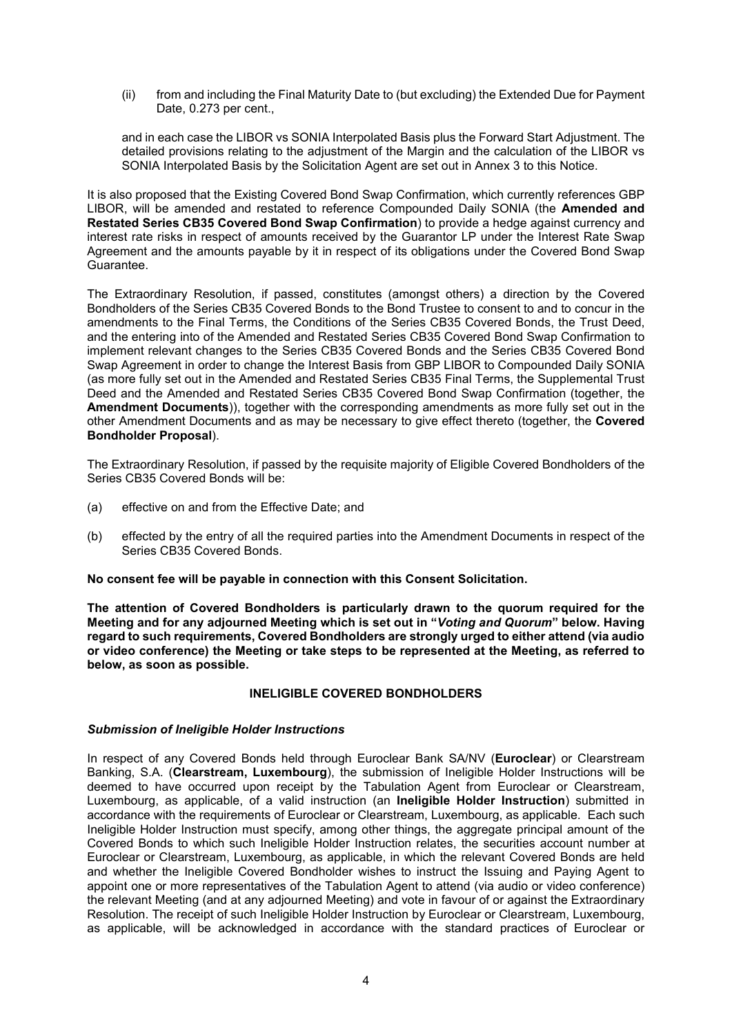(ii) from and including the Final Maturity Date to (but excluding) the Extended Due for Payment Date, 0.273 per cent.,

and in each case the LIBOR vs SONIA Interpolated Basis plus the Forward Start Adjustment. The detailed provisions relating to the adjustment of the Margin and the calculation of the LIBOR vs SONIA Interpolated Basis by the Solicitation Agent are set out in Annex 3 to this Notice.

It is also proposed that the Existing Covered Bond Swap Confirmation, which currently references GBP LIBOR, will be amended and restated to reference Compounded Daily SONIA (the **Amended and Restated Series CB35 Covered Bond Swap Confirmation**) to provide a hedge against currency and interest rate risks in respect of amounts received by the Guarantor LP under the Interest Rate Swap Agreement and the amounts payable by it in respect of its obligations under the Covered Bond Swap Guarantee.

The Extraordinary Resolution, if passed, constitutes (amongst others) a direction by the Covered Bondholders of the Series CB35 Covered Bonds to the Bond Trustee to consent to and to concur in the amendments to the Final Terms, the Conditions of the Series CB35 Covered Bonds, the Trust Deed, and the entering into of the Amended and Restated Series CB35 Covered Bond Swap Confirmation to implement relevant changes to the Series CB35 Covered Bonds and the Series CB35 Covered Bond Swap Agreement in order to change the Interest Basis from GBP LIBOR to Compounded Daily SONIA (as more fully set out in the Amended and Restated Series CB35 Final Terms, the Supplemental Trust Deed and the Amended and Restated Series CB35 Covered Bond Swap Confirmation (together, the **Amendment Documents**)), together with the corresponding amendments as more fully set out in the other Amendment Documents and as may be necessary to give effect thereto (together, the **Covered Bondholder Proposal**).

The Extraordinary Resolution, if passed by the requisite majority of Eligible Covered Bondholders of the Series CB35 Covered Bonds will be:

(a) effective on and from the Effective Date; and

(b) effected by the entry of all the required parties into the Amendment Documents in respect of the Series CB35 Covered Bonds.

**No consent fee will be payable in connection with this Consent Solicitation.**

**The attention of Covered Bondholders is particularly drawn to the quorum required for the Meeting and for any adjourned Meeting which is set out in "*Voting and Quorum*" below. Having regard to such requirements, Covered Bondholders are strongly urged to either attend (via audio or video conference) the Meeting or take steps to be represented at the Meeting, as referred to below, as soon as possible.**

## INELIGIBLE COVERED BONDHOLDERS

### *Submission of Ineligible Holder Instructions*

In respect of any Covered Bonds held through Euroclear Bank SA/NV (**Euroclear**) or Clearstream Banking, S.A. (**Clearstream, Luxembourg**), the submission of Ineligible Holder Instructions will be deemed to have occurred upon receipt by the Tabulation Agent from Euroclear or Clearstream, Luxembourg, as applicable, of a valid instruction (an **Ineligible Holder Instruction**) submitted in accordance with the requirements of Euroclear or Clearstream, Luxembourg, as applicable. Each such Ineligible Holder Instruction must specify, among other things, the aggregate principal amount of the Covered Bonds to which such Ineligible Holder Instruction relates, the securities account number at Euroclear or Clearstream, Luxembourg, as applicable, in which the relevant Covered Bonds are held and whether the Ineligible Covered Bondholder wishes to instruct the Issuing and Paying Agent to appoint one or more representatives of the Tabulation Agent to attend (via audio or video conference) the relevant Meeting (and at any adjourned Meeting) and vote in favour of or against the Extraordinary Resolution. The receipt of such Ineligible Holder Instruction by Euroclear or Clearstream, Luxembourg, as applicable, will be acknowledged in accordance with the standard practices of Euroclear or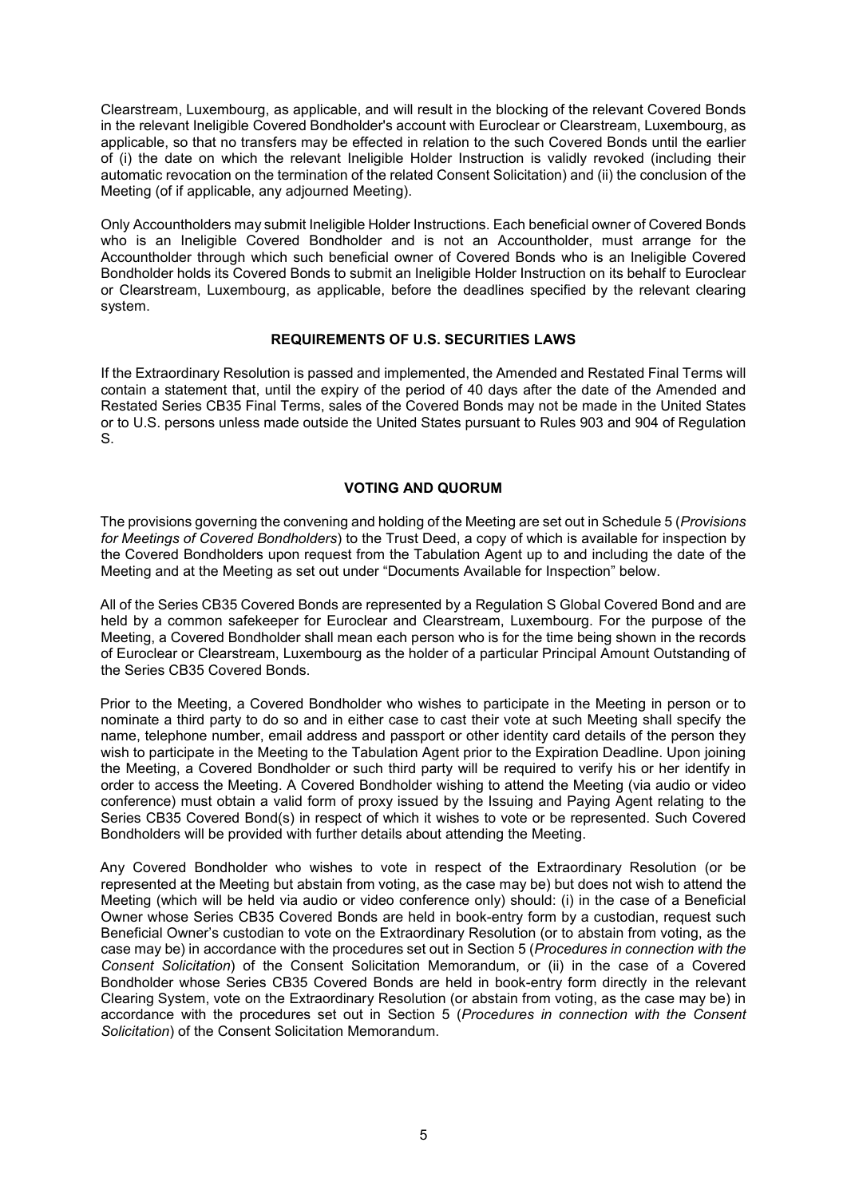Clearstream, Luxembourg, as applicable, and will result in the blocking of the relevant Covered Bonds in the relevant Ineligible Covered Bondholder's account with Euroclear or Clearstream, Luxembourg, as applicable, so that no transfers may be effected in relation to the such Covered Bonds until the earlier of (i) the date on which the relevant Ineligible Holder Instruction is validly revoked (including their automatic revocation on the termination of the related Consent Solicitation) and (ii) the conclusion of the Meeting (of if applicable, any adjourned Meeting).

Only Accountholders may submit Ineligible Holder Instructions. Each beneficial owner of Covered Bonds who is an Ineligible Covered Bondholder and is not an Accountholder, must arrange for the Accountholder through which such beneficial owner of Covered Bonds who is an Ineligible Covered Bondholder holds its Covered Bonds to submit an Ineligible Holder Instruction on its behalf to Euroclear or Clearstream, Luxembourg, as applicable, before the deadlines specified by the relevant clearing system.

## REQUIREMENTS OF U.S. SECURITIES LAWS

If the Extraordinary Resolution is passed and implemented, the Amended and Restated Final Terms will contain a statement that, until the expiry of the period of 40 days after the date of the Amended and Restated Series CB35 Final Terms, sales of the Covered Bonds may not be made in the United States or to U.S. persons unless made outside the United States pursuant to Rules 903 and 904 of Regulation S.

## VOTING AND QUORUM

The provisions governing the convening and holding of the Meeting are set out in Schedule 5 (*Provisions for Meetings of Covered Bondholders*) to the Trust Deed, a copy of which is available for inspection by the Covered Bondholders upon request from the Tabulation Agent up to and including the date of the Meeting and at the Meeting as set out under "Documents Available for Inspection" below.

All of the Series CB35 Covered Bonds are represented by a Regulation S Global Covered Bond and are held by a common safekeeper for Euroclear and Clearstream, Luxembourg. For the purpose of the Meeting, a Covered Bondholder shall mean each person who is for the time being shown in the records of Euroclear or Clearstream, Luxembourg as the holder of a particular Principal Amount Outstanding of the Series CB35 Covered Bonds.

Prior to the Meeting, a Covered Bondholder who wishes to participate in the Meeting in person or to nominate a third party to do so and in either case to cast their vote at such Meeting shall specify the name, telephone number, email address and passport or other identity card details of the person they wish to participate in the Meeting to the Tabulation Agent prior to the Expiration Deadline. Upon joining the Meeting, a Covered Bondholder or such third party will be required to verify his or her identify in order to access the Meeting. A Covered Bondholder wishing to attend the Meeting (via audio or video conference) must obtain a valid form of proxy issued by the Issuing and Paying Agent relating to the Series CB35 Covered Bond(s) in respect of which it wishes to vote or be represented. Such Covered Bondholders will be provided with further details about attending the Meeting.

Any Covered Bondholder who wishes to vote in respect of the Extraordinary Resolution (or be represented at the Meeting but abstain from voting, as the case may be) but does not wish to attend the Meeting (which will be held via audio or video conference only) should: (i) in the case of a Beneficial Owner whose Series CB35 Covered Bonds are held in book-entry form by a custodian, request such Beneficial Owner's custodian to vote on the Extraordinary Resolution (or to abstain from voting, as the case may be) in accordance with the procedures set out in Section 5 (*Procedures in connection with the Consent Solicitation*) of the Consent Solicitation Memorandum, or (ii) in the case of a Covered Bondholder whose Series CB35 Covered Bonds are held in book-entry form directly in the relevant Clearing System, vote on the Extraordinary Resolution (or abstain from voting, as the case may be) in accordance with the procedures set out in Section 5 (*Procedures in connection with the Consent Solicitation*) of the Consent Solicitation Memorandum.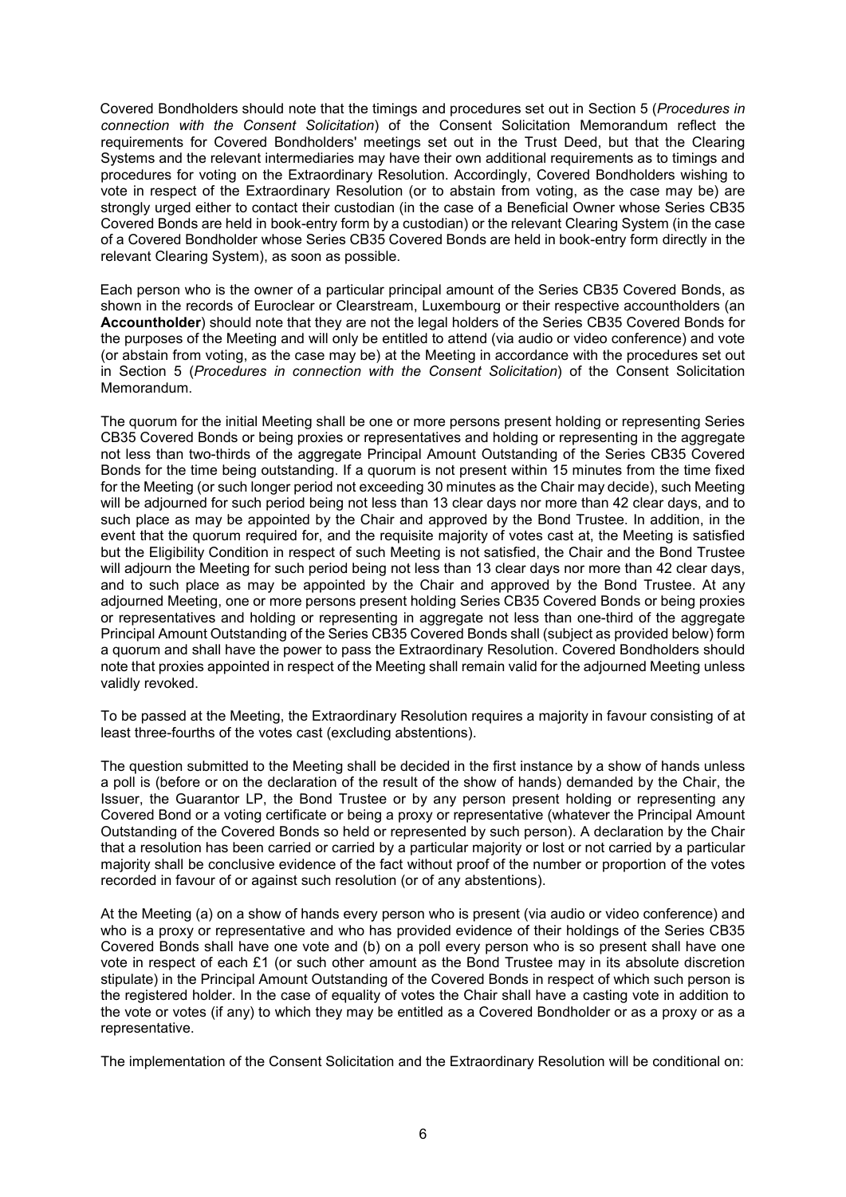Covered Bondholders should note that the timings and procedures set out in Section 5 (*Procedures in connection with the Consent Solicitation*) of the Consent Solicitation Memorandum reflect the requirements for Covered Bondholders' meetings set out in the Trust Deed, but that the Clearing Systems and the relevant intermediaries may have their own additional requirements as to timings and procedures for voting on the Extraordinary Resolution. Accordingly, Covered Bondholders wishing to vote in respect of the Extraordinary Resolution (or to abstain from voting, as the case may be) are strongly urged either to contact their custodian (in the case of a Beneficial Owner whose Series CB35 Covered Bonds are held in book-entry form by a custodian) or the relevant Clearing System (in the case of a Covered Bondholder whose Series CB35 Covered Bonds are held in book-entry form directly in the relevant Clearing System), as soon as possible.

Each person who is the owner of a particular principal amount of the Series CB35 Covered Bonds, as shown in the records of Euroclear or Clearstream, Luxembourg or their respective accountholders (an **Accountholder**) should note that they are not the legal holders of the Series CB35 Covered Bonds for the purposes of the Meeting and will only be entitled to attend (via audio or video conference) and vote (or abstain from voting, as the case may be) at the Meeting in accordance with the procedures set out in Section 5 (*Procedures in connection with the Consent Solicitation*) of the Consent Solicitation Memorandum.

The quorum for the initial Meeting shall be one or more persons present holding or representing Series CB35 Covered Bonds or being proxies or representatives and holding or representing in the aggregate not less than two-thirds of the aggregate Principal Amount Outstanding of the Series CB35 Covered Bonds for the time being outstanding. If a quorum is not present within 15 minutes from the time fixed for the Meeting (or such longer period not exceeding 30 minutes as the Chair may decide), such Meeting will be adjourned for such period being not less than 13 clear days nor more than 42 clear days, and to such place as may be appointed by the Chair and approved by the Bond Trustee. In addition, in the event that the quorum required for, and the requisite majority of votes cast at, the Meeting is satisfied but the Eligibility Condition in respect of such Meeting is not satisfied, the Chair and the Bond Trustee will adjourn the Meeting for such period being not less than 13 clear days nor more than 42 clear days, and to such place as may be appointed by the Chair and approved by the Bond Trustee. At any adjourned Meeting, one or more persons present holding Series CB35 Covered Bonds or being proxies or representatives and holding or representing in aggregate not less than one-third of the aggregate Principal Amount Outstanding of the Series CB35 Covered Bonds shall (subject as provided below) form a quorum and shall have the power to pass the Extraordinary Resolution. Covered Bondholders should note that proxies appointed in respect of the Meeting shall remain valid for the adjourned Meeting unless validly revoked.

To be passed at the Meeting, the Extraordinary Resolution requires a majority in favour consisting of at least three-fourths of the votes cast (excluding abstentions).

The question submitted to the Meeting shall be decided in the first instance by a show of hands unless a poll is (before or on the declaration of the result of the show of hands) demanded by the Chair, the Issuer, the Guarantor LP, the Bond Trustee or by any person present holding or representing any Covered Bond or a voting certificate or being a proxy or representative (whatever the Principal Amount Outstanding of the Covered Bonds so held or represented by such person). A declaration by the Chair that a resolution has been carried or carried by a particular majority or lost or not carried by a particular majority shall be conclusive evidence of the fact without proof of the number or proportion of the votes recorded in favour of or against such resolution (or of any abstentions).

At the Meeting (a) on a show of hands every person who is present (via audio or video conference) and who is a proxy or representative and who has provided evidence of their holdings of the Series CB35 Covered Bonds shall have one vote and (b) on a poll every person who is so present shall have one vote in respect of each £1 (or such other amount as the Bond Trustee may in its absolute discretion stipulate) in the Principal Amount Outstanding of the Covered Bonds in respect of which such person is the registered holder. In the case of equality of votes the Chair shall have a casting vote in addition to the vote or votes (if any) to which they may be entitled as a Covered Bondholder or as a proxy or as a representative.

The implementation of the Consent Solicitation and the Extraordinary Resolution will be conditional on: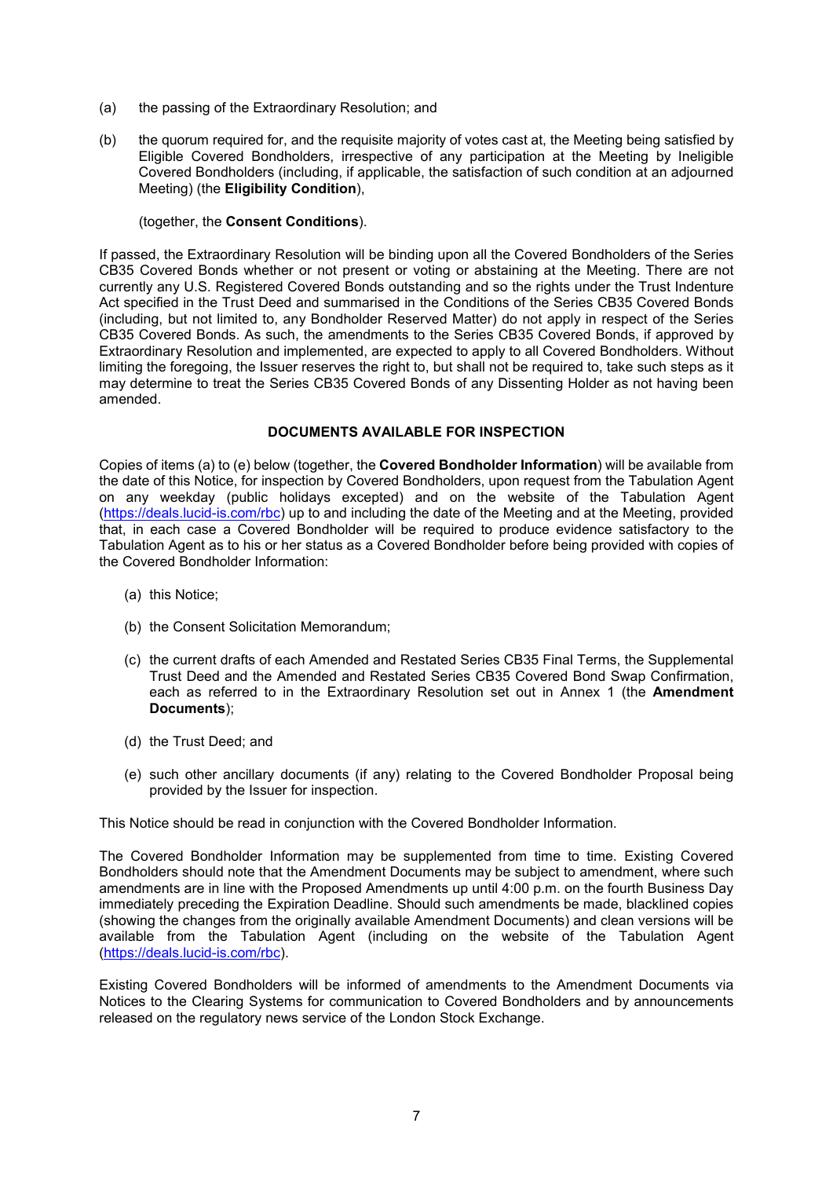(a) the passing of the Extraordinary Resolution; and

(b) the quorum required for, and the requisite majority of votes cast at, the Meeting being satisfied by Eligible Covered Bondholders, irrespective of any participation at the Meeting by Ineligible Covered Bondholders (including, if applicable, the satisfaction of such condition at an adjourned Meeting) (the **Eligibility Condition**),

(together, the **Consent Conditions**).

If passed, the Extraordinary Resolution will be binding upon all the Covered Bondholders of the Series CB35 Covered Bonds whether or not present or voting or abstaining at the Meeting. There are not currently any U.S. Registered Covered Bonds outstanding and so the rights under the Trust Indenture Act specified in the Trust Deed and summarised in the Conditions of the Series CB35 Covered Bonds (including, but not limited to, any Bondholder Reserved Matter) do not apply in respect of the Series CB35 Covered Bonds. As such, the amendments to the Series CB35 Covered Bonds, if approved by Extraordinary Resolution and implemented, are expected to apply to all Covered Bondholders. Without limiting the foregoing, the Issuer reserves the right to, but shall not be required to, take such steps as it may determine to treat the Series CB35 Covered Bonds of any Dissenting Holder as not having been amended.

## DOCUMENTS AVAILABLE FOR INSPECTION

Copies of items (a) to (e) below (together, the **Covered Bondholder Information**) will be available from the date of this Notice, for inspection by Covered Bondholders, upon request from the Tabulation Agent on any weekday (public holidays excepted) and on the website of the Tabulation Agent (https://deals.lucid-is.com/rbc) up to and including the date of the Meeting and at the Meeting, provided that, in each case a Covered Bondholder will be required to produce evidence satisfactory to the Tabulation Agent as to his or her status as a Covered Bondholder before being provided with copies of the Covered Bondholder Information:

(a) this Notice;

(b) the Consent Solicitation Memorandum;

(c) the current drafts of each Amended and Restated Series CB35 Final Terms, the Supplemental Trust Deed and the Amended and Restated Series CB35 Covered Bond Swap Confirmation, each as referred to in the Extraordinary Resolution set out in Annex 1 (the **Amendment Documents**);

(d) the Trust Deed; and

(e) such other ancillary documents (if any) relating to the Covered Bondholder Proposal being provided by the Issuer for inspection.

This Notice should be read in conjunction with the Covered Bondholder Information.

The Covered Bondholder Information may be supplemented from time to time. Existing Covered Bondholders should note that the Amendment Documents may be subject to amendment, where such amendments are in line with the Proposed Amendments up until 4:00 p.m. on the fourth Business Day immediately preceding the Expiration Deadline. Should such amendments be made, blacklined copies (showing the changes from the originally available Amendment Documents) and clean versions will be available from the Tabulation Agent (including on the website of the Tabulation Agent (https://deals.lucid-is.com/rbc).

Existing Covered Bondholders will be informed of amendments to the Amendment Documents via Notices to the Clearing Systems for communication to Covered Bondholders and by announcements released on the regulatory news service of the London Stock Exchange.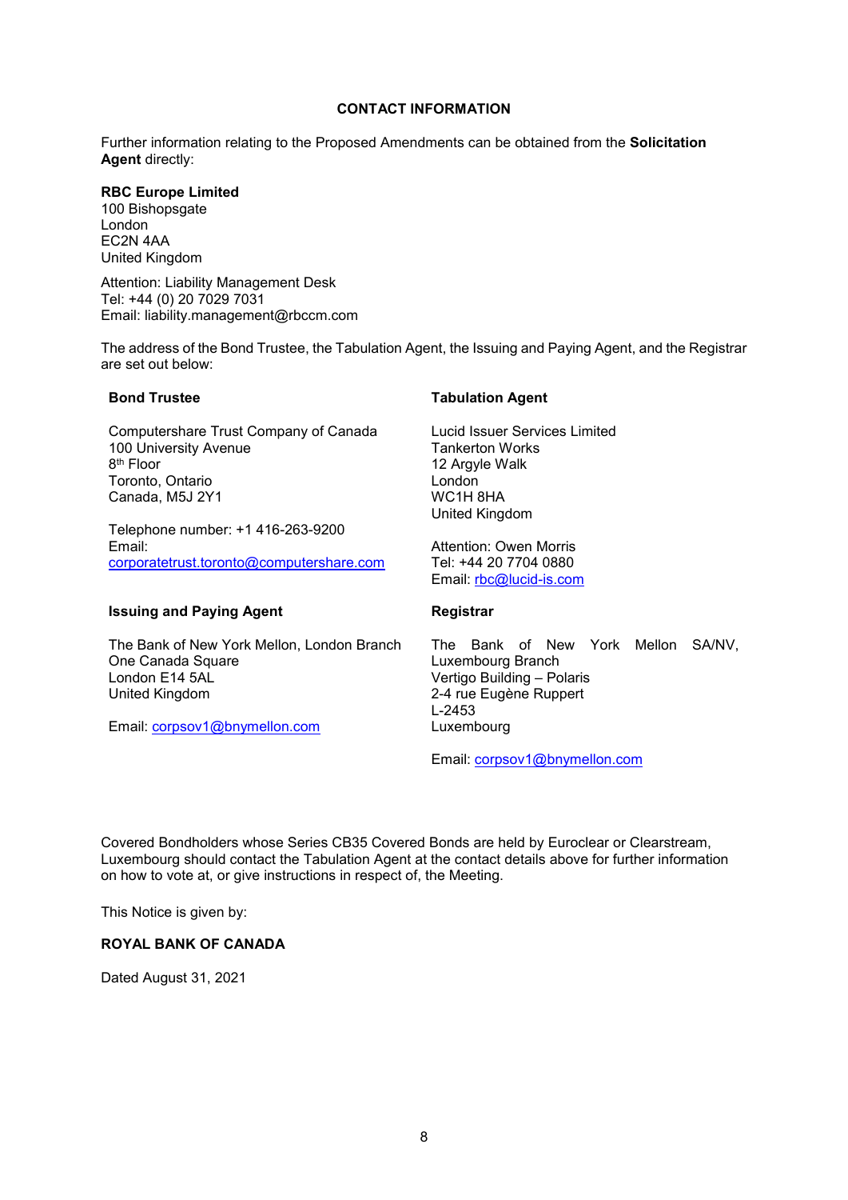## CONTACT INFORMATION

Further information relating to the Proposed Amendments can be obtained from the **Solicitation Agent** directly:

**RBC Europe Limited**
100 Bishopsgate
London
EC2N 4AA
United Kingdom

Attention: Liability Management Desk
Tel: +44 (0) 20 7029 7031
Email: liability.management@rbccm.com

The address of the Bond Trustee, the Tabulation Agent, the Issuing and Paying Agent, and the Registrar are set out below:

**Bond Trustee**

Computershare Trust Company of Canada
100 University Avenue
8th Floor
Toronto, Ontario
Canada, M5J 2Y1

Telephone number: +1 416-263-9200
Email:
corporatetrust.toronto@computershare.com

**Tabulation Agent**

Lucid Issuer Services Limited
Tankerton Works
12 Argyle Walk
London
WC1H 8HA
United Kingdom

Attention: Owen Morris
Tel: +44 20 7704 0880
Email: rbc@lucid-is.com

**Issuing and Paying Agent**

The Bank of New York Mellon, London Branch
One Canada Square
London E14 5AL
United Kingdom

Email: corpsov1@bnymellon.com

**Registrar**

The Bank of New York Mellon SA/NV, Luxembourg Branch
Vertigo Building – Polaris
2-4 rue Eugène Ruppert
L-2453
Luxembourg

Email: corpsov1@bnymellon.com

Covered Bondholders whose Series CB35 Covered Bonds are held by Euroclear or Clearstream, Luxembourg should contact the Tabulation Agent at the contact details above for further information on how to vote at, or give instructions in respect of, the Meeting.

This Notice is given by:

**ROYAL BANK OF CANADA**

Dated August 31, 2021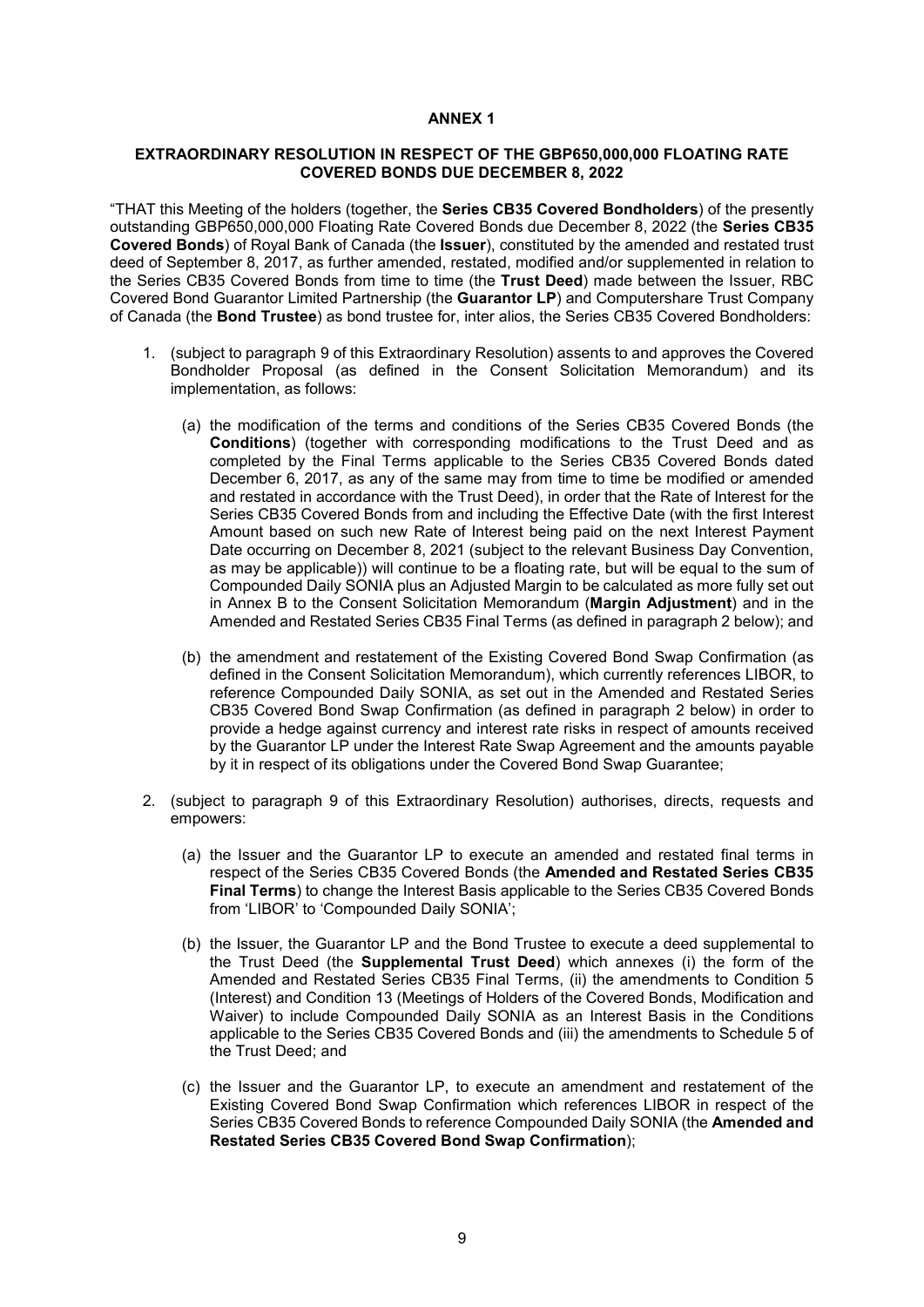**ANNEX 1**

**EXTRAORDINARY RESOLUTION IN RESPECT OF THE GBP650,000,000 FLOATING RATE COVERED BONDS DUE DECEMBER 8, 2022**

"THAT this Meeting of the holders (together, the **Series CB35 Covered Bondholders**) of the presently outstanding GBP650,000,000 Floating Rate Covered Bonds due December 8, 2022 (the **Series CB35 Covered Bonds**) of Royal Bank of Canada (the **Issuer**), constituted by the amended and restated trust deed of September 8, 2017, as further amended, restated, modified and/or supplemented in relation to the Series CB35 Covered Bonds from time to time (the **Trust Deed**) made between the Issuer, RBC Covered Bond Guarantor Limited Partnership (the **Guarantor LP**) and Computershare Trust Company of Canada (the **Bond Trustee**) as bond trustee for, inter alios, the Series CB35 Covered Bondholders:

1. (subject to paragraph 9 of this Extraordinary Resolution) assents to and approves the Covered Bondholder Proposal (as defined in the Consent Solicitation Memorandum) and its implementation, as follows:

   (a) the modification of the terms and conditions of the Series CB35 Covered Bonds (the **Conditions**) (together with corresponding modifications to the Trust Deed and as completed by the Final Terms applicable to the Series CB35 Covered Bonds dated December 6, 2017, as any of the same may from time to time be modified or amended and restated in accordance with the Trust Deed), in order that the Rate of Interest for the Series CB35 Covered Bonds from and including the Effective Date (with the first Interest Amount based on such new Rate of Interest being paid on the next Interest Payment Date occurring on December 8, 2021 (subject to the relevant Business Day Convention, as may be applicable)) will continue to be a floating rate, but will be equal to the sum of Compounded Daily SONIA plus an Adjusted Margin to be calculated as more fully set out in Annex B to the Consent Solicitation Memorandum (**Margin Adjustment**) and in the Amended and Restated Series CB35 Final Terms (as defined in paragraph 2 below); and

   (b) the amendment and restatement of the Existing Covered Bond Swap Confirmation (as defined in the Consent Solicitation Memorandum), which currently references LIBOR, to reference Compounded Daily SONIA, as set out in the Amended and Restated Series CB35 Covered Bond Swap Confirmation (as defined in paragraph 2 below) in order to provide a hedge against currency and interest rate risks in respect of amounts received by the Guarantor LP under the Interest Rate Swap Agreement and the amounts payable by it in respect of its obligations under the Covered Bond Swap Guarantee;

2. (subject to paragraph 9 of this Extraordinary Resolution) authorises, directs, requests and empowers:

   (a) the Issuer and the Guarantor LP to execute an amended and restated final terms in respect of the Series CB35 Covered Bonds (the **Amended and Restated Series CB35 Final Terms**) to change the Interest Basis applicable to the Series CB35 Covered Bonds from 'LIBOR' to 'Compounded Daily SONIA';

   (b) the Issuer, the Guarantor LP and the Bond Trustee to execute a deed supplemental to the Trust Deed (the **Supplemental Trust Deed**) which annexes (i) the form of the Amended and Restated Series CB35 Final Terms, (ii) the amendments to Condition 5 (Interest) and Condition 13 (Meetings of Holders of the Covered Bonds, Modification and Waiver) to include Compounded Daily SONIA as an Interest Basis in the Conditions applicable to the Series CB35 Covered Bonds and (iii) the amendments to Schedule 5 of the Trust Deed; and

   (c) the Issuer and the Guarantor LP, to execute an amendment and restatement of the Existing Covered Bond Swap Confirmation which references LIBOR in respect of the Series CB35 Covered Bonds to reference Compounded Daily SONIA (the **Amended and Restated Series CB35 Covered Bond Swap Confirmation**);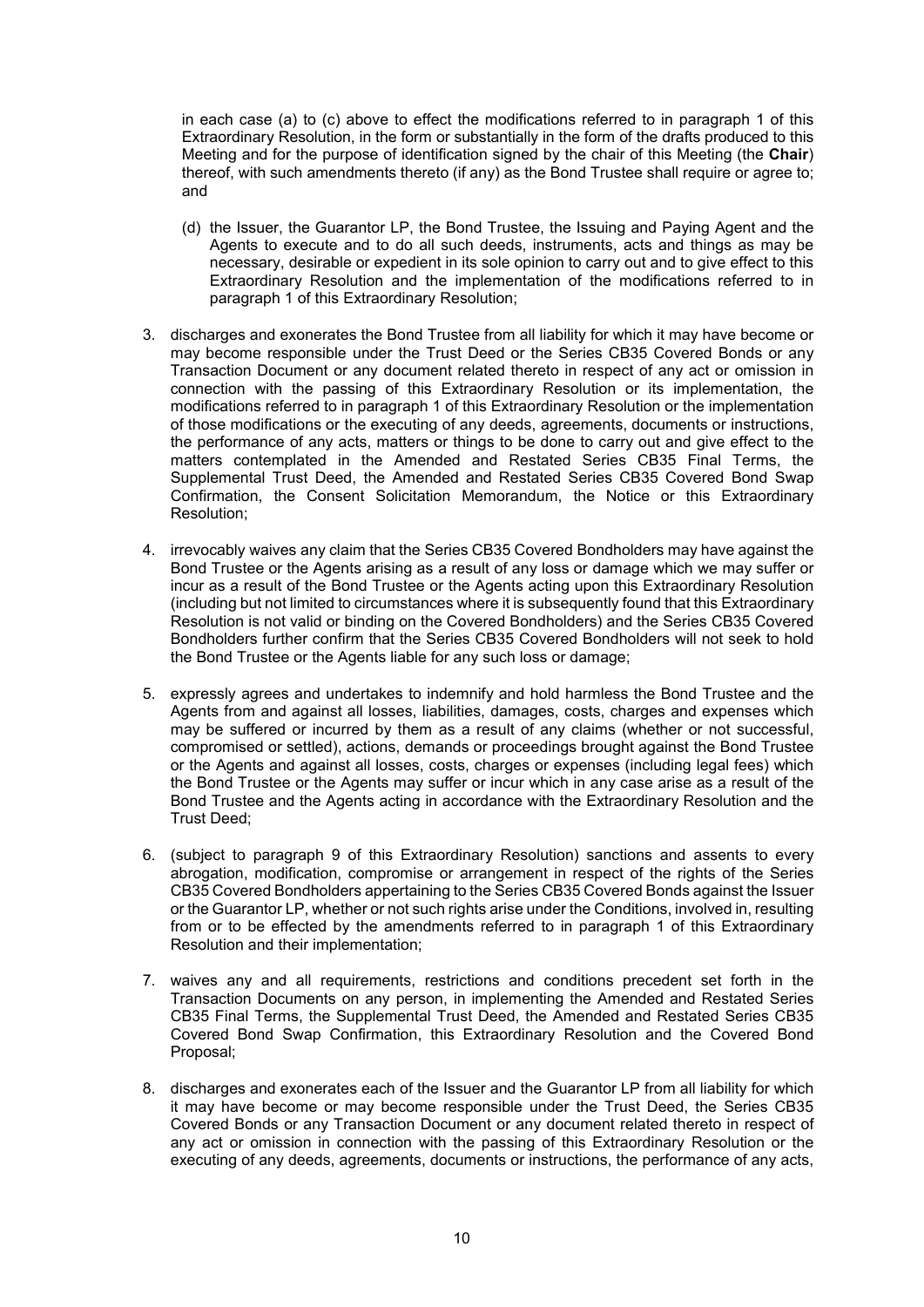in each case (a) to (c) above to effect the modifications referred to in paragraph 1 of this Extraordinary Resolution, in the form or substantially in the form of the drafts produced to this Meeting and for the purpose of identification signed by the chair of this Meeting (the **Chair**) thereof, with such amendments thereto (if any) as the Bond Trustee shall require or agree to; and

(d) the Issuer, the Guarantor LP, the Bond Trustee, the Issuing and Paying Agent and the Agents to execute and to do all such deeds, instruments, acts and things as may be necessary, desirable or expedient in its sole opinion to carry out and to give effect to this Extraordinary Resolution and the implementation of the modifications referred to in paragraph 1 of this Extraordinary Resolution;

3. discharges and exonerates the Bond Trustee from all liability for which it may have become or may become responsible under the Trust Deed or the Series CB35 Covered Bonds or any Transaction Document or any document related thereto in respect of any act or omission in connection with the passing of this Extraordinary Resolution or its implementation, the modifications referred to in paragraph 1 of this Extraordinary Resolution or the implementation of those modifications or the executing of any deeds, agreements, documents or instructions, the performance of any acts, matters or things to be done to carry out and give effect to the matters contemplated in the Amended and Restated Series CB35 Final Terms, the Supplemental Trust Deed, the Amended and Restated Series CB35 Covered Bond Swap Confirmation, the Consent Solicitation Memorandum, the Notice or this Extraordinary Resolution;

4. irrevocably waives any claim that the Series CB35 Covered Bondholders may have against the Bond Trustee or the Agents arising as a result of any loss or damage which we may suffer or incur as a result of the Bond Trustee or the Agents acting upon this Extraordinary Resolution (including but not limited to circumstances where it is subsequently found that this Extraordinary Resolution is not valid or binding on the Covered Bondholders) and the Series CB35 Covered Bondholders further confirm that the Series CB35 Covered Bondholders will not seek to hold the Bond Trustee or the Agents liable for any such loss or damage;

5. expressly agrees and undertakes to indemnify and hold harmless the Bond Trustee and the Agents from and against all losses, liabilities, damages, costs, charges and expenses which may be suffered or incurred by them as a result of any claims (whether or not successful, compromised or settled), actions, demands or proceedings brought against the Bond Trustee or the Agents and against all losses, costs, charges or expenses (including legal fees) which the Bond Trustee or the Agents may suffer or incur which in any case arise as a result of the Bond Trustee and the Agents acting in accordance with the Extraordinary Resolution and the Trust Deed;

6. (subject to paragraph 9 of this Extraordinary Resolution) sanctions and assents to every abrogation, modification, compromise or arrangement in respect of the rights of the Series CB35 Covered Bondholders appertaining to the Series CB35 Covered Bonds against the Issuer or the Guarantor LP, whether or not such rights arise under the Conditions, involved in, resulting from or to be effected by the amendments referred to in paragraph 1 of this Extraordinary Resolution and their implementation;

7. waives any and all requirements, restrictions and conditions precedent set forth in the Transaction Documents on any person, in implementing the Amended and Restated Series CB35 Final Terms, the Supplemental Trust Deed, the Amended and Restated Series CB35 Covered Bond Swap Confirmation, this Extraordinary Resolution and the Covered Bond Proposal;

8. discharges and exonerates each of the Issuer and the Guarantor LP from all liability for which it may have become or may become responsible under the Trust Deed, the Series CB35 Covered Bonds or any Transaction Document or any document related thereto in respect of any act or omission in connection with the passing of this Extraordinary Resolution or the executing of any deeds, agreements, documents or instructions, the performance of any acts,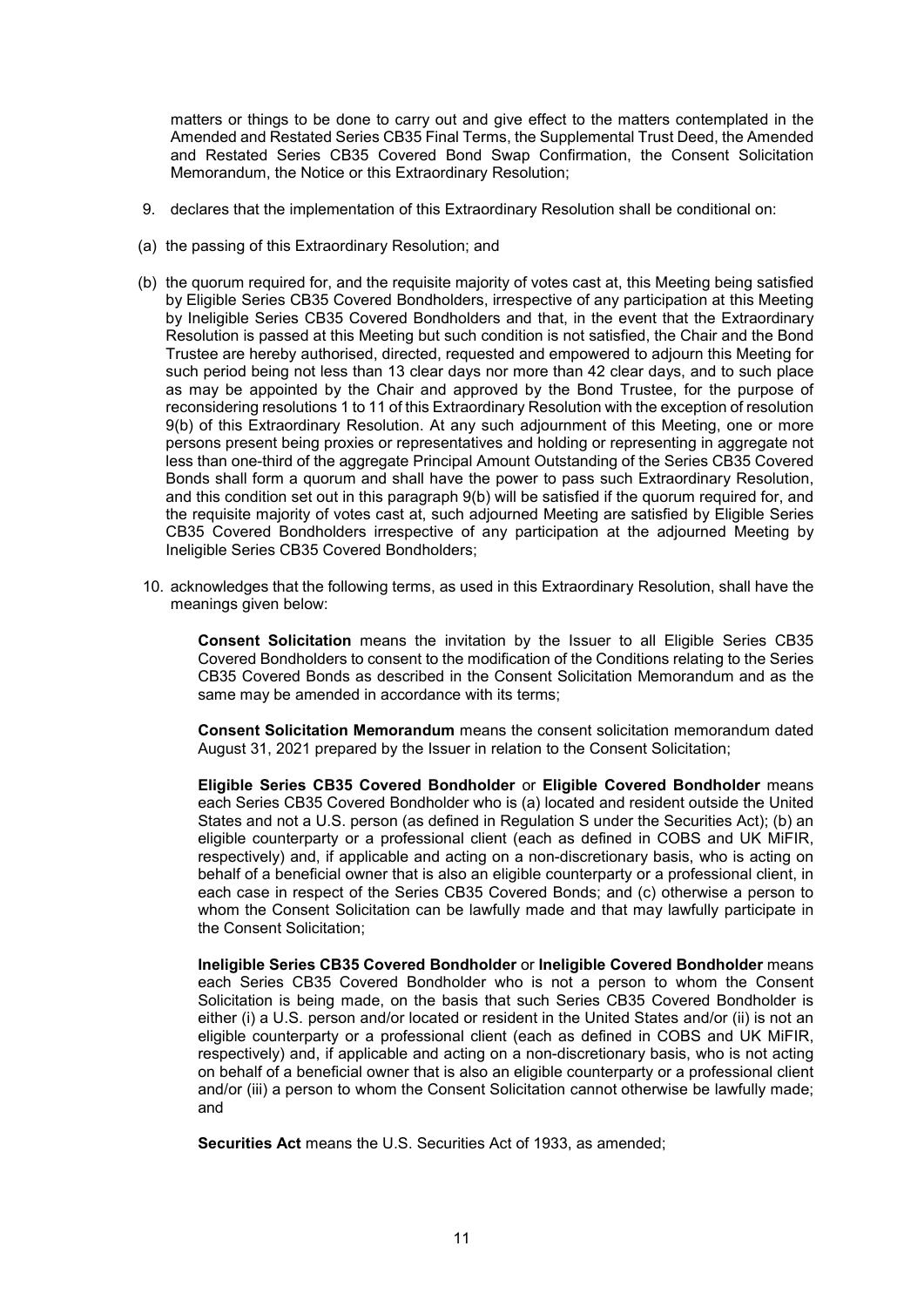matters or things to be done to carry out and give effect to the matters contemplated in the Amended and Restated Series CB35 Final Terms, the Supplemental Trust Deed, the Amended and Restated Series CB35 Covered Bond Swap Confirmation, the Consent Solicitation Memorandum, the Notice or this Extraordinary Resolution;

9. declares that the implementation of this Extraordinary Resolution shall be conditional on:

(a) the passing of this Extraordinary Resolution; and

(b) the quorum required for, and the requisite majority of votes cast at, this Meeting being satisfied by Eligible Series CB35 Covered Bondholders, irrespective of any participation at this Meeting by Ineligible Series CB35 Covered Bondholders and that, in the event that the Extraordinary Resolution is passed at this Meeting but such condition is not satisfied, the Chair and the Bond Trustee are hereby authorised, directed, requested and empowered to adjourn this Meeting for such period being not less than 13 clear days nor more than 42 clear days, and to such place as may be appointed by the Chair and approved by the Bond Trustee, for the purpose of reconsidering resolutions 1 to 11 of this Extraordinary Resolution with the exception of resolution 9(b) of this Extraordinary Resolution. At any such adjournment of this Meeting, one or more persons present being proxies or representatives and holding or representing in aggregate not less than one-third of the aggregate Principal Amount Outstanding of the Series CB35 Covered Bonds shall form a quorum and shall have the power to pass such Extraordinary Resolution, and this condition set out in this paragraph 9(b) will be satisfied if the quorum required for, and the requisite majority of votes cast at, such adjourned Meeting are satisfied by Eligible Series CB35 Covered Bondholders irrespective of any participation at the adjourned Meeting by Ineligible Series CB35 Covered Bondholders;

10. acknowledges that the following terms, as used in this Extraordinary Resolution, shall have the meanings given below:

**Consent Solicitation** means the invitation by the Issuer to all Eligible Series CB35 Covered Bondholders to consent to the modification of the Conditions relating to the Series CB35 Covered Bonds as described in the Consent Solicitation Memorandum and as the same may be amended in accordance with its terms;

**Consent Solicitation Memorandum** means the consent solicitation memorandum dated August 31, 2021 prepared by the Issuer in relation to the Consent Solicitation;

**Eligible Series CB35 Covered Bondholder** or **Eligible Covered Bondholder** means each Series CB35 Covered Bondholder who is (a) located and resident outside the United States and not a U.S. person (as defined in Regulation S under the Securities Act); (b) an eligible counterparty or a professional client (each as defined in COBS and UK MiFIR, respectively) and, if applicable and acting on a non-discretionary basis, who is acting on behalf of a beneficial owner that is also an eligible counterparty or a professional client, in each case in respect of the Series CB35 Covered Bonds; and (c) otherwise a person to whom the Consent Solicitation can be lawfully made and that may lawfully participate in the Consent Solicitation;

**Ineligible Series CB35 Covered Bondholder** or **Ineligible Covered Bondholder** means each Series CB35 Covered Bondholder who is not a person to whom the Consent Solicitation is being made, on the basis that such Series CB35 Covered Bondholder is either (i) a U.S. person and/or located or resident in the United States and/or (ii) is not an eligible counterparty or a professional client (each as defined in COBS and UK MiFIR, respectively) and, if applicable and acting on a non-discretionary basis, who is not acting on behalf of a beneficial owner that is also an eligible counterparty or a professional client and/or (iii) a person to whom the Consent Solicitation cannot otherwise be lawfully made; and

**Securities Act** means the U.S. Securities Act of 1933, as amended;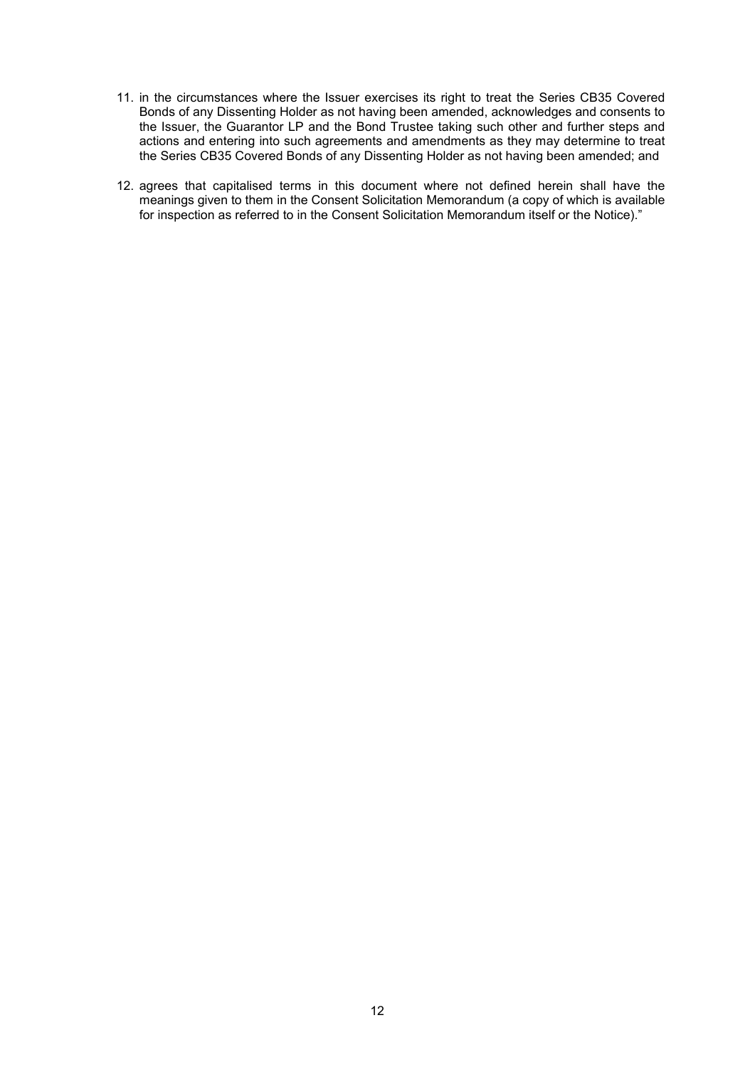11. in the circumstances where the Issuer exercises its right to treat the Series CB35 Covered Bonds of any Dissenting Holder as not having been amended, acknowledges and consents to the Issuer, the Guarantor LP and the Bond Trustee taking such other and further steps and actions and entering into such agreements and amendments as they may determine to treat the Series CB35 Covered Bonds of any Dissenting Holder as not having been amended; and

12. agrees that capitalised terms in this document where not defined herein shall have the meanings given to them in the Consent Solicitation Memorandum (a copy of which is available for inspection as referred to in the Consent Solicitation Memorandum itself or the Notice)."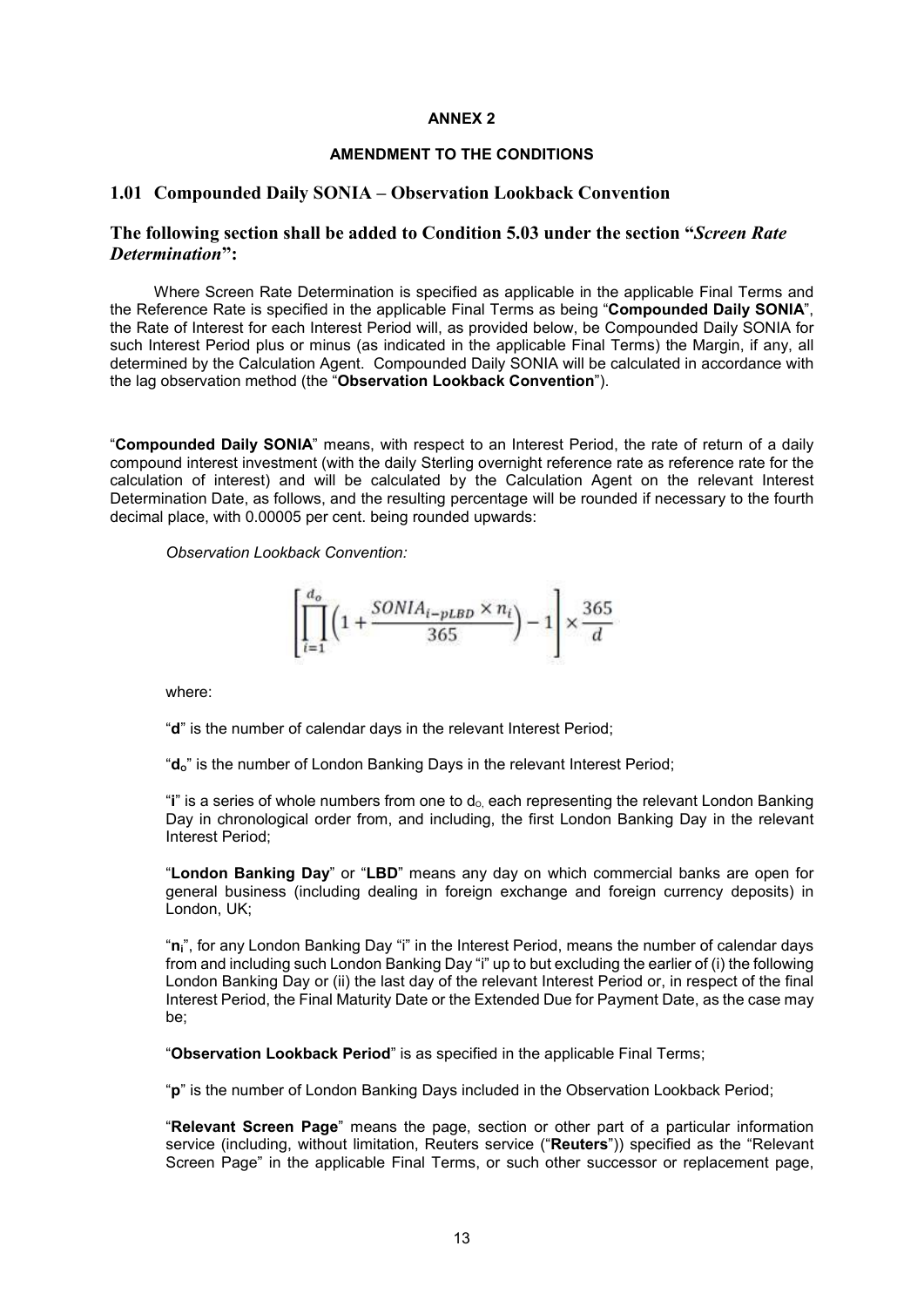**ANNEX 2**

**AMENDMENT TO THE CONDITIONS**

## 1.01 Compounded Daily SONIA – Observation Lookback Convention

### The following section shall be added to Condition 5.03 under the section "*Screen Rate Determination*":

Where Screen Rate Determination is specified as applicable in the applicable Final Terms and the Reference Rate is specified in the applicable Final Terms as being "**Compounded Daily SONIA**", the Rate of Interest for each Interest Period will, as provided below, be Compounded Daily SONIA for such Interest Period plus or minus (as indicated in the applicable Final Terms) the Margin, if any, all determined by the Calculation Agent. Compounded Daily SONIA will be calculated in accordance with the lag observation method (the "**Observation Lookback Convention**").

"**Compounded Daily SONIA**" means, with respect to an Interest Period, the rate of return of a daily compound interest investment (with the daily Sterling overnight reference rate as reference rate for the calculation of interest) and will be calculated by the Calculation Agent on the relevant Interest Determination Date, as follows, and the resulting percentage will be rounded if necessary to the fourth decimal place, with 0.00005 per cent. being rounded upwards:

*Observation Lookback Convention:*

$$\left[\prod_{i=1}^{d_o}\left(1+\frac{SONIA_{i-pLBD}\times n_i}{365}\right)-1\right]\times\frac{365}{d}$$

where:

"**d**" is the number of calendar days in the relevant Interest Period;

"$\mathbf{d_o}$" is the number of London Banking Days in the relevant Interest Period;

"**i**" is a series of whole numbers from one to $d_o$, each representing the relevant London Banking Day in chronological order from, and including, the first London Banking Day in the relevant Interest Period;

"**London Banking Day**" or "**LBD**" means any day on which commercial banks are open for general business (including dealing in foreign exchange and foreign currency deposits) in London, UK;

"$\mathbf{n_i}$", for any London Banking Day "i" in the Interest Period, means the number of calendar days from and including such London Banking Day "i" up to but excluding the earlier of (i) the following London Banking Day or (ii) the last day of the relevant Interest Period or, in respect of the final Interest Period, the Final Maturity Date or the Extended Due for Payment Date, as the case may be;

"**Observation Lookback Period**" is as specified in the applicable Final Terms;

"**p**" is the number of London Banking Days included in the Observation Lookback Period;

"**Relevant Screen Page**" means the page, section or other part of a particular information service (including, without limitation, Reuters service ("**Reuters**")) specified as the "Relevant Screen Page" in the applicable Final Terms, or such other successor or replacement page,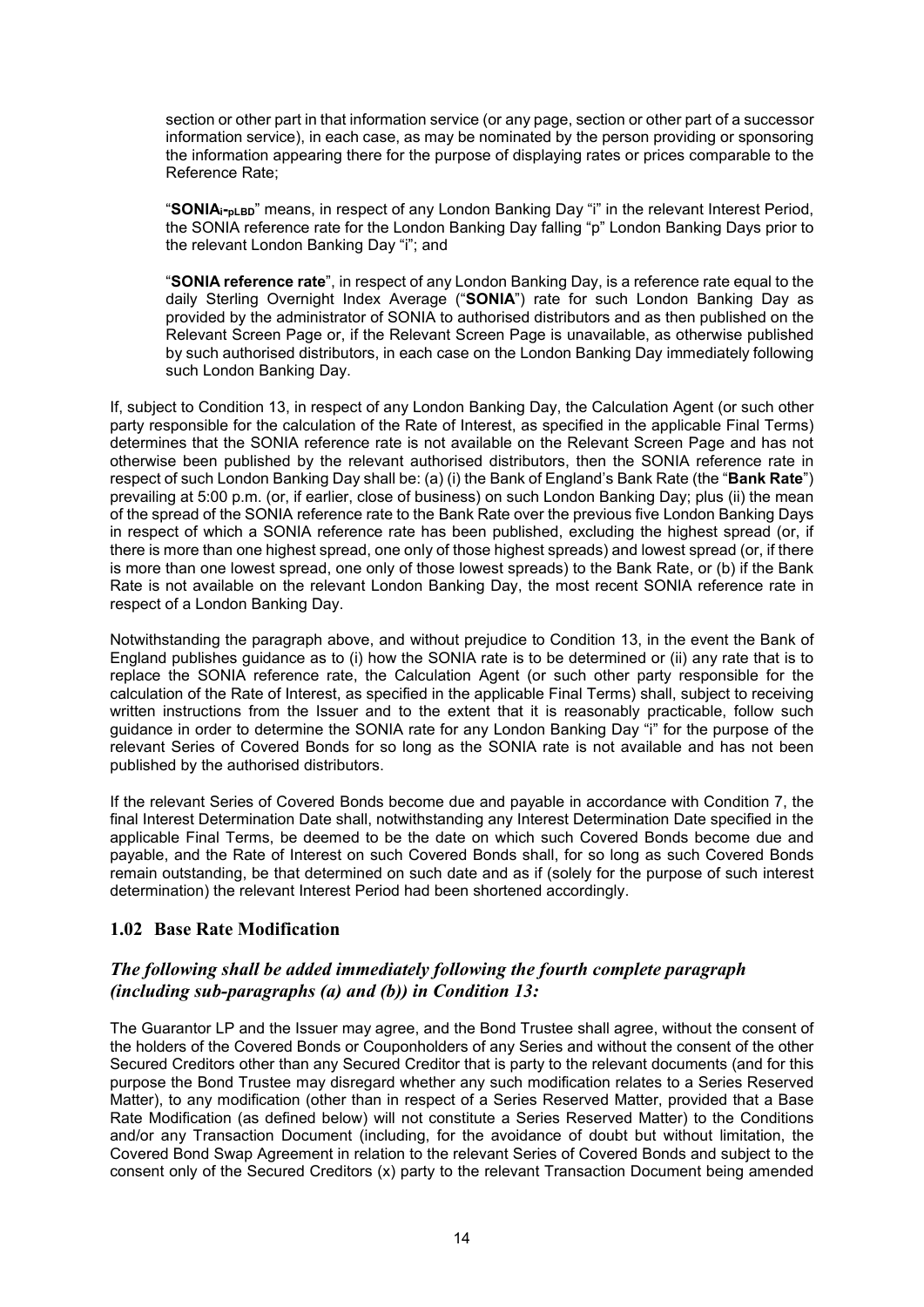section or other part in that information service (or any page, section or other part of a successor information service), in each case, as may be nominated by the person providing or sponsoring the information appearing there for the purpose of displaying rates or prices comparable to the Reference Rate;

"**$SONIA_{i-pLBD}$**" means, in respect of any London Banking Day "i" in the relevant Interest Period, the SONIA reference rate for the London Banking Day falling "p" London Banking Days prior to the relevant London Banking Day "i"; and

"**SONIA reference rate**", in respect of any London Banking Day, is a reference rate equal to the daily Sterling Overnight Index Average ("**SONIA**") rate for such London Banking Day as provided by the administrator of SONIA to authorised distributors and as then published on the Relevant Screen Page or, if the Relevant Screen Page is unavailable, as otherwise published by such authorised distributors, in each case on the London Banking Day immediately following such London Banking Day.

If, subject to Condition 13, in respect of any London Banking Day, the Calculation Agent (or such other party responsible for the calculation of the Rate of Interest, as specified in the applicable Final Terms) determines that the SONIA reference rate is not available on the Relevant Screen Page and has not otherwise been published by the relevant authorised distributors, then the SONIA reference rate in respect of such London Banking Day shall be: (a) (i) the Bank of England's Bank Rate (the "**Bank Rate**") prevailing at 5:00 p.m. (or, if earlier, close of business) on such London Banking Day; plus (ii) the mean of the spread of the SONIA reference rate to the Bank Rate over the previous five London Banking Days in respect of which a SONIA reference rate has been published, excluding the highest spread (or, if there is more than one highest spread, one only of those highest spreads) and lowest spread (or, if there is more than one lowest spread, one only of those lowest spreads) to the Bank Rate, or (b) if the Bank Rate is not available on the relevant London Banking Day, the most recent SONIA reference rate in respect of a London Banking Day.

Notwithstanding the paragraph above, and without prejudice to Condition 13, in the event the Bank of England publishes guidance as to (i) how the SONIA rate is to be determined or (ii) any rate that is to replace the SONIA reference rate, the Calculation Agent (or such other party responsible for the calculation of the Rate of Interest, as specified in the applicable Final Terms) shall, subject to receiving written instructions from the Issuer and to the extent that it is reasonably practicable, follow such guidance in order to determine the SONIA rate for any London Banking Day "i" for the purpose of the relevant Series of Covered Bonds for so long as the SONIA rate is not available and has not been published by the authorised distributors.

If the relevant Series of Covered Bonds become due and payable in accordance with Condition 7, the final Interest Determination Date shall, notwithstanding any Interest Determination Date specified in the applicable Final Terms, be deemed to be the date on which such Covered Bonds become due and payable, and the Rate of Interest on such Covered Bonds shall, for so long as such Covered Bonds remain outstanding, be that determined on such date and as if (solely for the purpose of such interest determination) the relevant Interest Period had been shortened accordingly.

## 1.02 Base Rate Modification

### *The following shall be added immediately following the fourth complete paragraph (including sub-paragraphs (a) and (b)) in Condition 13:*

The Guarantor LP and the Issuer may agree, and the Bond Trustee shall agree, without the consent of the holders of the Covered Bonds or Couponholders of any Series and without the consent of the other Secured Creditors other than any Secured Creditor that is party to the relevant documents (and for this purpose the Bond Trustee may disregard whether any such modification relates to a Series Reserved Matter), to any modification (other than in respect of a Series Reserved Matter, provided that a Base Rate Modification (as defined below) will not constitute a Series Reserved Matter) to the Conditions and/or any Transaction Document (including, for the avoidance of doubt but without limitation, the Covered Bond Swap Agreement in relation to the relevant Series of Covered Bonds and subject to the consent only of the Secured Creditors (x) party to the relevant Transaction Document being amended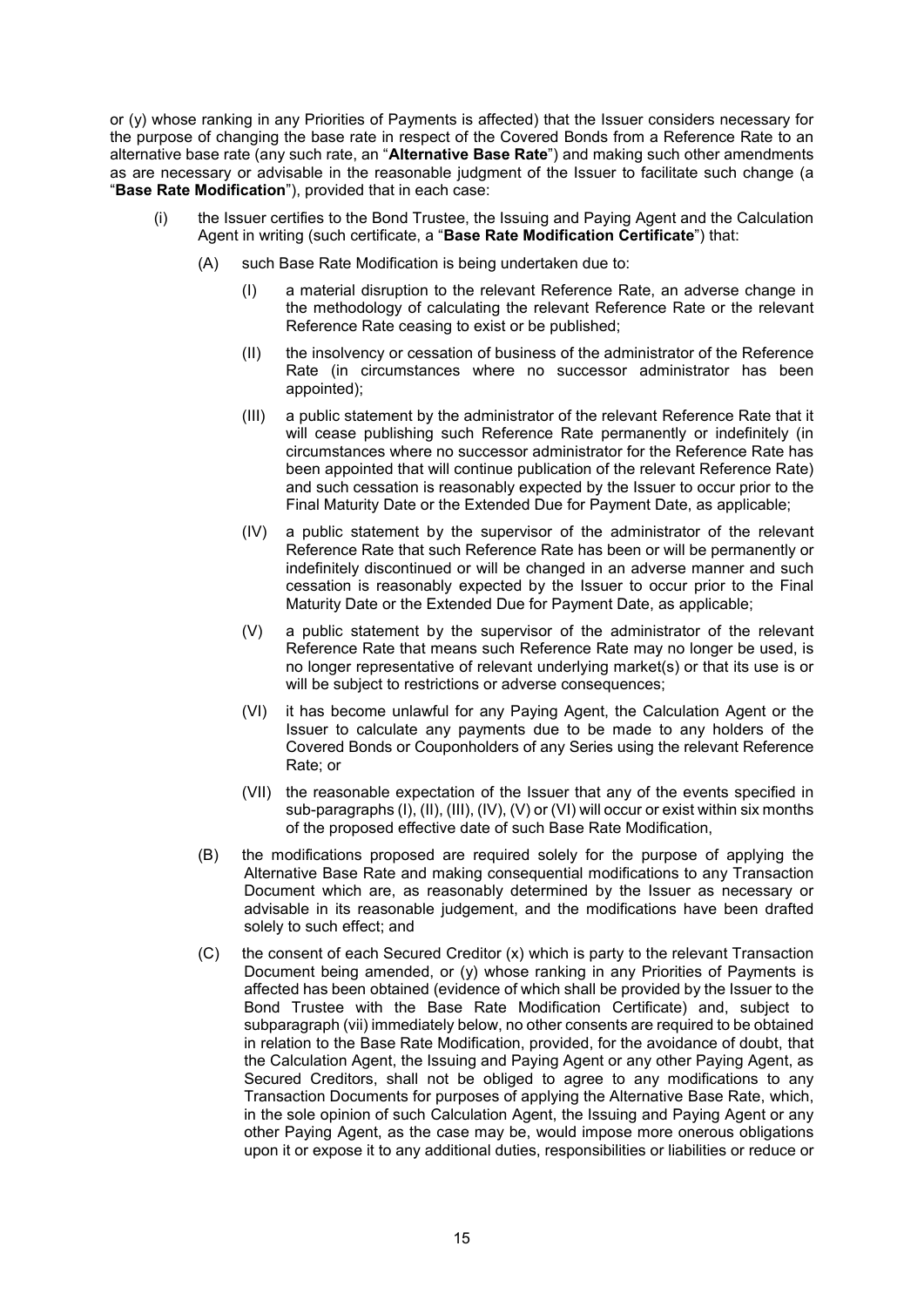or (y) whose ranking in any Priorities of Payments is affected) that the Issuer considers necessary for the purpose of changing the base rate in respect of the Covered Bonds from a Reference Rate to an alternative base rate (any such rate, an "**Alternative Base Rate**") and making such other amendments as are necessary or advisable in the reasonable judgment of the Issuer to facilitate such change (a "**Base Rate Modification**"), provided that in each case:

(i) the Issuer certifies to the Bond Trustee, the Issuing and Paying Agent and the Calculation Agent in writing (such certificate, a "**Base Rate Modification Certificate**") that:

  (A) such Base Rate Modification is being undertaken due to:

    (I) a material disruption to the relevant Reference Rate, an adverse change in the methodology of calculating the relevant Reference Rate or the relevant Reference Rate ceasing to exist or be published;

    (II) the insolvency or cessation of business of the administrator of the Reference Rate (in circumstances where no successor administrator has been appointed);

    (III) a public statement by the administrator of the relevant Reference Rate that it will cease publishing such Reference Rate permanently or indefinitely (in circumstances where no successor administrator for the Reference Rate has been appointed that will continue publication of the relevant Reference Rate) and such cessation is reasonably expected by the Issuer to occur prior to the Final Maturity Date or the Extended Due for Payment Date, as applicable;

    (IV) a public statement by the supervisor of the administrator of the relevant Reference Rate that such Reference Rate has been or will be permanently or indefinitely discontinued or will be changed in an adverse manner and such cessation is reasonably expected by the Issuer to occur prior to the Final Maturity Date or the Extended Due for Payment Date, as applicable;

    (V) a public statement by the supervisor of the administrator of the relevant Reference Rate that means such Reference Rate may no longer be used, is no longer representative of relevant underlying market(s) or that its use is or will be subject to restrictions or adverse consequences;

    (VI) it has become unlawful for any Paying Agent, the Calculation Agent or the Issuer to calculate any payments due to be made to any holders of the Covered Bonds or Couponholders of any Series using the relevant Reference Rate; or

    (VII) the reasonable expectation of the Issuer that any of the events specified in sub-paragraphs (I), (II), (III), (IV), (V) or (VI) will occur or exist within six months of the proposed effective date of such Base Rate Modification,

  (B) the modifications proposed are required solely for the purpose of applying the Alternative Base Rate and making consequential modifications to any Transaction Document which are, as reasonably determined by the Issuer as necessary or advisable in its reasonable judgement, and the modifications have been drafted solely to such effect; and

  (C) the consent of each Secured Creditor (x) which is party to the relevant Transaction Document being amended, or (y) whose ranking in any Priorities of Payments is affected has been obtained (evidence of which shall be provided by the Issuer to the Bond Trustee with the Base Rate Modification Certificate) and, subject to subparagraph (vii) immediately below, no other consents are required to be obtained in relation to the Base Rate Modification, provided, for the avoidance of doubt, that the Calculation Agent, the Issuing and Paying Agent or any other Paying Agent, as Secured Creditors, shall not be obliged to agree to any modifications to any Transaction Documents for purposes of applying the Alternative Base Rate, which, in the sole opinion of such Calculation Agent, the Issuing and Paying Agent or any other Paying Agent, as the case may be, would impose more onerous obligations upon it or expose it to any additional duties, responsibilities or liabilities or reduce or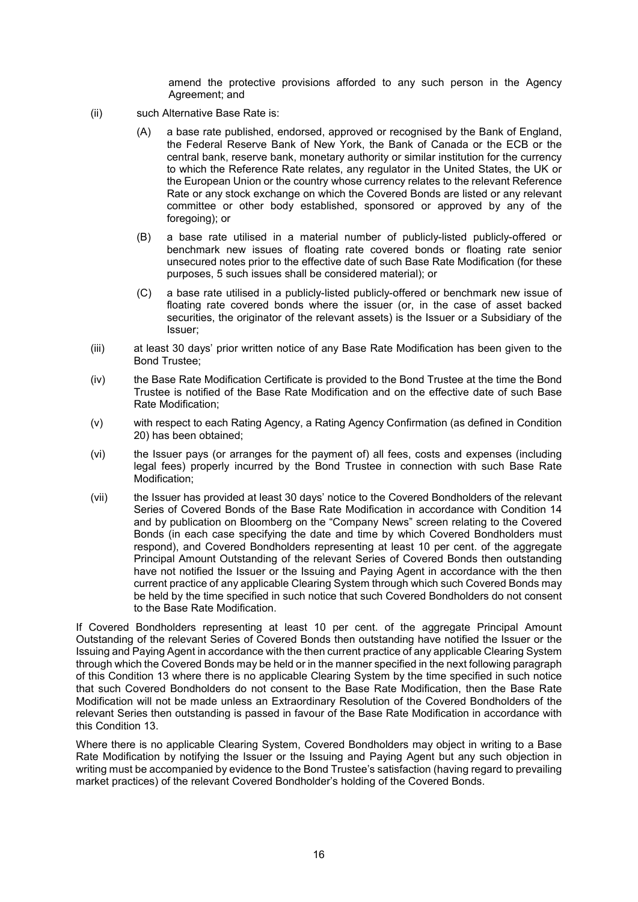amend the protective provisions afforded to any such person in the Agency Agreement; and

(ii) such Alternative Base Rate is:

(A) a base rate published, endorsed, approved or recognised by the Bank of England, the Federal Reserve Bank of New York, the Bank of Canada or the ECB or the central bank, reserve bank, monetary authority or similar institution for the currency to which the Reference Rate relates, any regulator in the United States, the UK or the European Union or the country whose currency relates to the relevant Reference Rate or any stock exchange on which the Covered Bonds are listed or any relevant committee or other body established, sponsored or approved by any of the foregoing); or

(B) a base rate utilised in a material number of publicly-listed publicly-offered or benchmark new issues of floating rate covered bonds or floating rate senior unsecured notes prior to the effective date of such Base Rate Modification (for these purposes, 5 such issues shall be considered material); or

(C) a base rate utilised in a publicly-listed publicly-offered or benchmark new issue of floating rate covered bonds where the issuer (or, in the case of asset backed securities, the originator of the relevant assets) is the Issuer or a Subsidiary of the Issuer;

(iii) at least 30 days' prior written notice of any Base Rate Modification has been given to the Bond Trustee;

(iv) the Base Rate Modification Certificate is provided to the Bond Trustee at the time the Bond Trustee is notified of the Base Rate Modification and on the effective date of such Base Rate Modification;

(v) with respect to each Rating Agency, a Rating Agency Confirmation (as defined in Condition 20) has been obtained;

(vi) the Issuer pays (or arranges for the payment of) all fees, costs and expenses (including legal fees) properly incurred by the Bond Trustee in connection with such Base Rate Modification;

(vii) the Issuer has provided at least 30 days' notice to the Covered Bondholders of the relevant Series of Covered Bonds of the Base Rate Modification in accordance with Condition 14 and by publication on Bloomberg on the "Company News" screen relating to the Covered Bonds (in each case specifying the date and time by which Covered Bondholders must respond), and Covered Bondholders representing at least 10 per cent. of the aggregate Principal Amount Outstanding of the relevant Series of Covered Bonds then outstanding have not notified the Issuer or the Issuing and Paying Agent in accordance with the then current practice of any applicable Clearing System through which such Covered Bonds may be held by the time specified in such notice that such Covered Bondholders do not consent to the Base Rate Modification.

If Covered Bondholders representing at least 10 per cent. of the aggregate Principal Amount Outstanding of the relevant Series of Covered Bonds then outstanding have notified the Issuer or the Issuing and Paying Agent in accordance with the then current practice of any applicable Clearing System through which the Covered Bonds may be held or in the manner specified in the next following paragraph of this Condition 13 where there is no applicable Clearing System by the time specified in such notice that such Covered Bondholders do not consent to the Base Rate Modification, then the Base Rate Modification will not be made unless an Extraordinary Resolution of the Covered Bondholders of the relevant Series then outstanding is passed in favour of the Base Rate Modification in accordance with this Condition 13.

Where there is no applicable Clearing System, Covered Bondholders may object in writing to a Base Rate Modification by notifying the Issuer or the Issuing and Paying Agent but any such objection in writing must be accompanied by evidence to the Bond Trustee's satisfaction (having regard to prevailing market practices) of the relevant Covered Bondholder's holding of the Covered Bonds.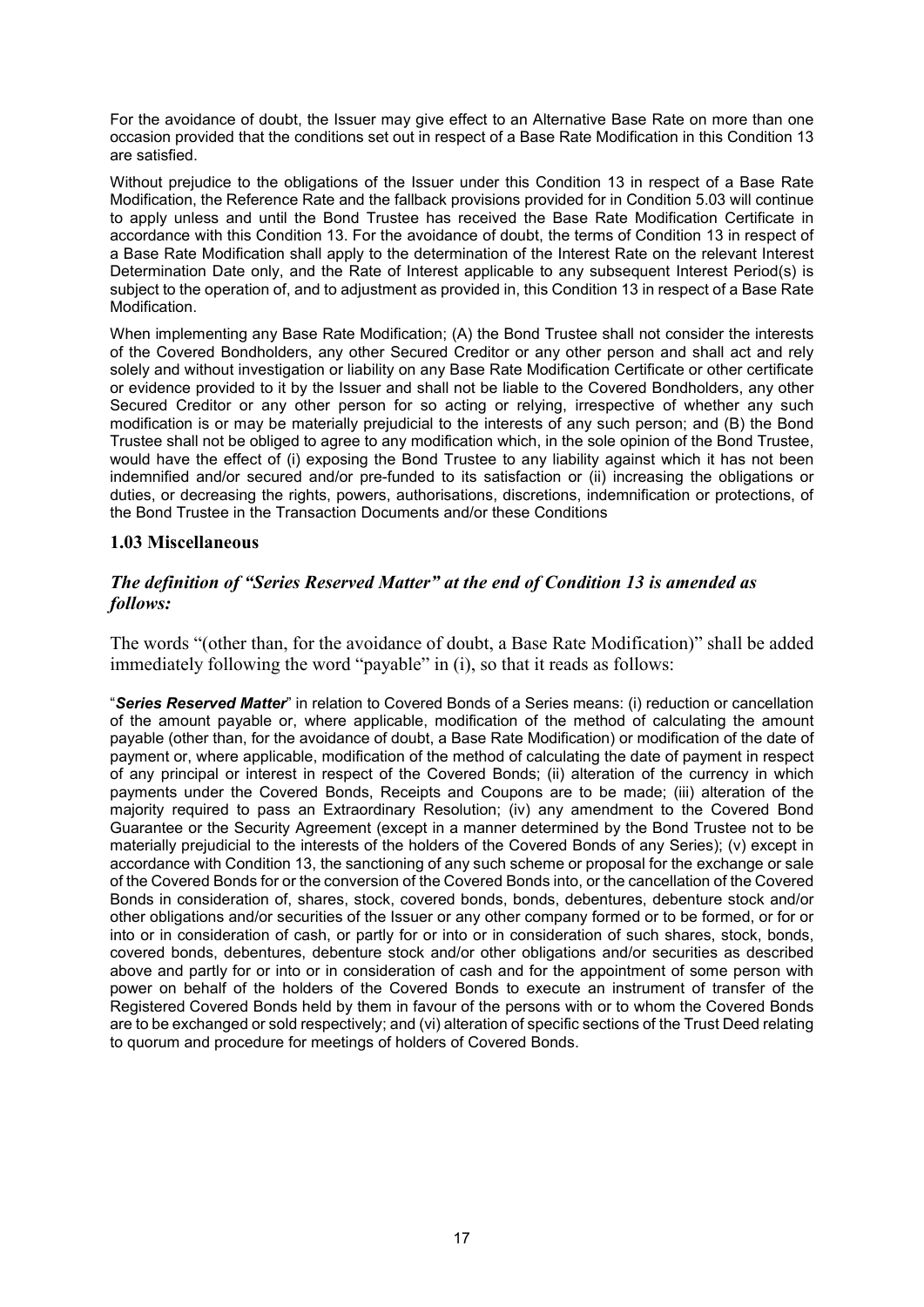For the avoidance of doubt, the Issuer may give effect to an Alternative Base Rate on more than one occasion provided that the conditions set out in respect of a Base Rate Modification in this Condition 13 are satisfied.

Without prejudice to the obligations of the Issuer under this Condition 13 in respect of a Base Rate Modification, the Reference Rate and the fallback provisions provided for in Condition 5.03 will continue to apply unless and until the Bond Trustee has received the Base Rate Modification Certificate in accordance with this Condition 13. For the avoidance of doubt, the terms of Condition 13 in respect of a Base Rate Modification shall apply to the determination of the Interest Rate on the relevant Interest Determination Date only, and the Rate of Interest applicable to any subsequent Interest Period(s) is subject to the operation of, and to adjustment as provided in, this Condition 13 in respect of a Base Rate Modification.

When implementing any Base Rate Modification; (A) the Bond Trustee shall not consider the interests of the Covered Bondholders, any other Secured Creditor or any other person and shall act and rely solely and without investigation or liability on any Base Rate Modification Certificate or other certificate or evidence provided to it by the Issuer and shall not be liable to the Covered Bondholders, any other Secured Creditor or any other person for so acting or relying, irrespective of whether any such modification is or may be materially prejudicial to the interests of any such person; and (B) the Bond Trustee shall not be obliged to agree to any modification which, in the sole opinion of the Bond Trustee, would have the effect of (i) exposing the Bond Trustee to any liability against which it has not been indemnified and/or secured and/or pre-funded to its satisfaction or (ii) increasing the obligations or duties, or decreasing the rights, powers, authorisations, discretions, indemnification or protections, of the Bond Trustee in the Transaction Documents and/or these Conditions

### 1.03 Miscellaneous

### *The definition of "Series Reserved Matter" at the end of Condition 13 is amended as follows:*

The words "(other than, for the avoidance of doubt, a Base Rate Modification)" shall be added immediately following the word "payable" in (i), so that it reads as follows:

"***Series Reserved Matter***" in relation to Covered Bonds of a Series means: (i) reduction or cancellation of the amount payable or, where applicable, modification of the method of calculating the amount payable (other than, for the avoidance of doubt, a Base Rate Modification) or modification of the date of payment or, where applicable, modification of the method of calculating the date of payment in respect of any principal or interest in respect of the Covered Bonds; (ii) alteration of the currency in which payments under the Covered Bonds, Receipts and Coupons are to be made; (iii) alteration of the majority required to pass an Extraordinary Resolution; (iv) any amendment to the Covered Bond Guarantee or the Security Agreement (except in a manner determined by the Bond Trustee not to be materially prejudicial to the interests of the holders of the Covered Bonds of any Series); (v) except in accordance with Condition 13, the sanctioning of any such scheme or proposal for the exchange or sale of the Covered Bonds for or the conversion of the Covered Bonds into, or the cancellation of the Covered Bonds in consideration of, shares, stock, covered bonds, bonds, debentures, debenture stock and/or other obligations and/or securities of the Issuer or any other company formed or to be formed, or for or into or in consideration of cash, or partly for or into or in consideration of such shares, stock, bonds, covered bonds, debentures, debenture stock and/or other obligations and/or securities as described above and partly for or into or in consideration of cash and for the appointment of some person with power on behalf of the holders of the Covered Bonds to execute an instrument of transfer of the Registered Covered Bonds held by them in favour of the persons with or to whom the Covered Bonds are to be exchanged or sold respectively; and (vi) alteration of specific sections of the Trust Deed relating to quorum and procedure for meetings of holders of Covered Bonds.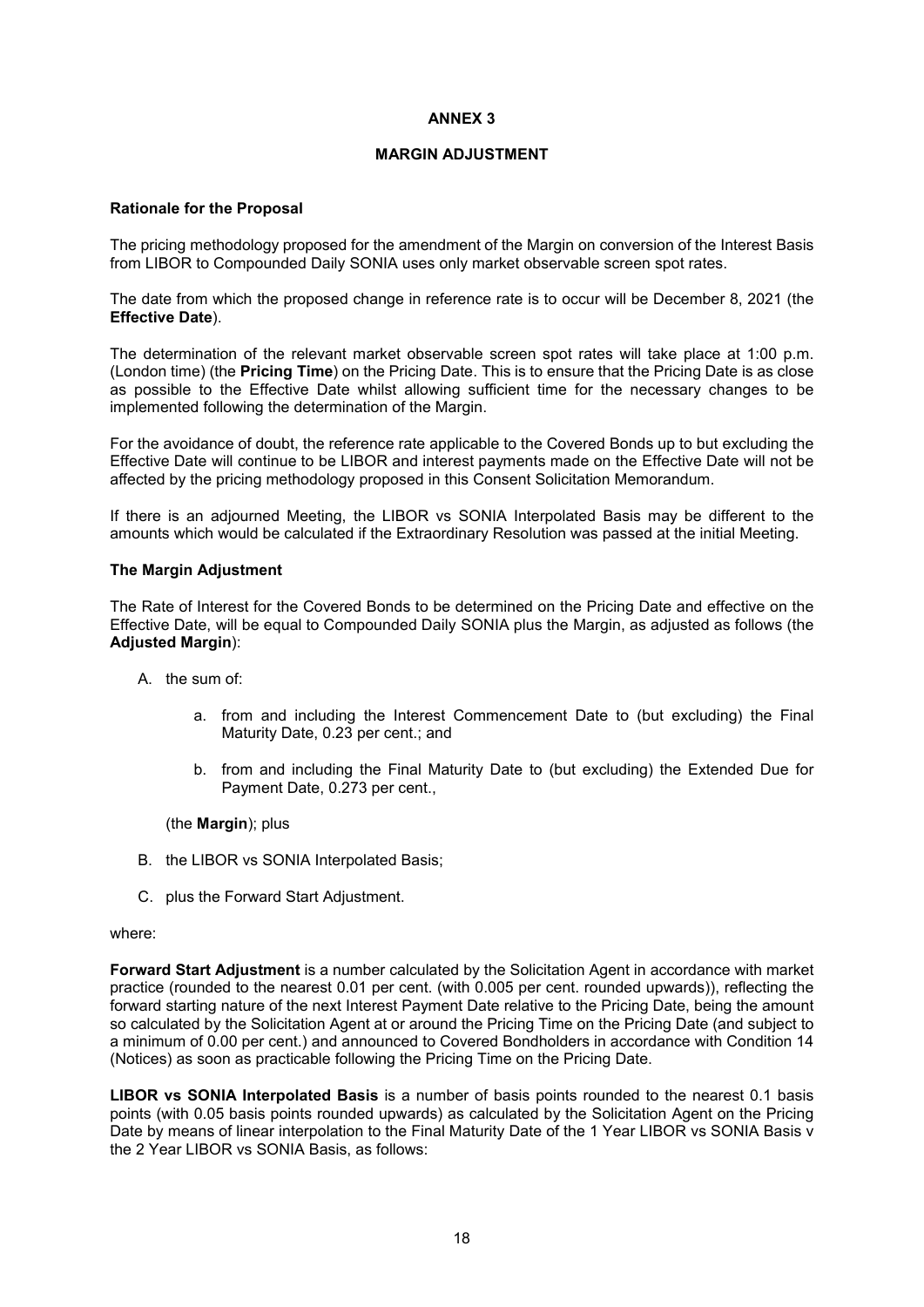# ANNEX 3

## MARGIN ADJUSTMENT

**Rationale for the Proposal**

The pricing methodology proposed for the amendment of the Margin on conversion of the Interest Basis from LIBOR to Compounded Daily SONIA uses only market observable screen spot rates.

The date from which the proposed change in reference rate is to occur will be December 8, 2021 (the **Effective Date**).

The determination of the relevant market observable screen spot rates will take place at 1:00 p.m. (London time) (the **Pricing Time**) on the Pricing Date. This is to ensure that the Pricing Date is as close as possible to the Effective Date whilst allowing sufficient time for the necessary changes to be implemented following the determination of the Margin.

For the avoidance of doubt, the reference rate applicable to the Covered Bonds up to but excluding the Effective Date will continue to be LIBOR and interest payments made on the Effective Date will not be affected by the pricing methodology proposed in this Consent Solicitation Memorandum.

If there is an adjourned Meeting, the LIBOR vs SONIA Interpolated Basis may be different to the amounts which would be calculated if the Extraordinary Resolution was passed at the initial Meeting.

**The Margin Adjustment**

The Rate of Interest for the Covered Bonds to be determined on the Pricing Date and effective on the Effective Date, will be equal to Compounded Daily SONIA plus the Margin, as adjusted as follows (the **Adjusted Margin**):

A. the sum of:

   a. from and including the Interest Commencement Date to (but excluding) the Final Maturity Date, 0.23 per cent.; and

   b. from and including the Final Maturity Date to (but excluding) the Extended Due for Payment Date, 0.273 per cent.,

   (the **Margin**); plus

B. the LIBOR vs SONIA Interpolated Basis;

C. plus the Forward Start Adjustment.

where:

**Forward Start Adjustment** is a number calculated by the Solicitation Agent in accordance with market practice (rounded to the nearest 0.01 per cent. (with 0.005 per cent. rounded upwards)), reflecting the forward starting nature of the next Interest Payment Date relative to the Pricing Date, being the amount so calculated by the Solicitation Agent at or around the Pricing Time on the Pricing Date (and subject to a minimum of 0.00 per cent.) and announced to Covered Bondholders in accordance with Condition 14 (Notices) as soon as practicable following the Pricing Time on the Pricing Date.

**LIBOR vs SONIA Interpolated Basis** is a number of basis points rounded to the nearest 0.1 basis points (with 0.05 basis points rounded upwards) as calculated by the Solicitation Agent on the Pricing Date by means of linear interpolation to the Final Maturity Date of the 1 Year LIBOR vs SONIA Basis v the 2 Year LIBOR vs SONIA Basis, as follows: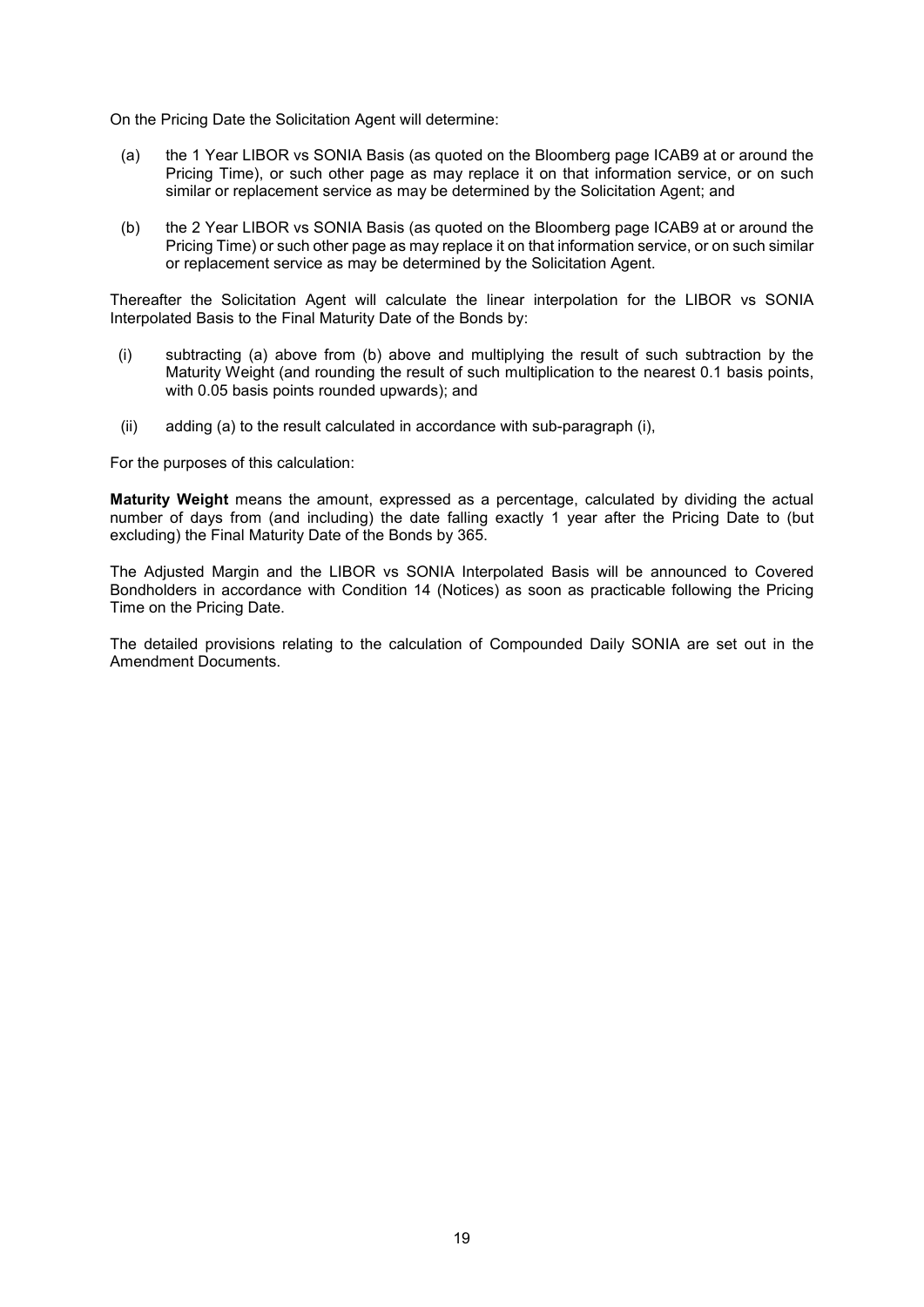On the Pricing Date the Solicitation Agent will determine:

(a) the 1 Year LIBOR vs SONIA Basis (as quoted on the Bloomberg page ICAB9 at or around the Pricing Time), or such other page as may replace it on that information service, or on such similar or replacement service as may be determined by the Solicitation Agent; and

(b) the 2 Year LIBOR vs SONIA Basis (as quoted on the Bloomberg page ICAB9 at or around the Pricing Time) or such other page as may replace it on that information service, or on such similar or replacement service as may be determined by the Solicitation Agent.

Thereafter the Solicitation Agent will calculate the linear interpolation for the LIBOR vs SONIA Interpolated Basis to the Final Maturity Date of the Bonds by:

(i) subtracting (a) above from (b) above and multiplying the result of such subtraction by the Maturity Weight (and rounding the result of such multiplication to the nearest 0.1 basis points, with 0.05 basis points rounded upwards); and

(ii) adding (a) to the result calculated in accordance with sub-paragraph (i),

For the purposes of this calculation:

**Maturity Weight** means the amount, expressed as a percentage, calculated by dividing the actual number of days from (and including) the date falling exactly 1 year after the Pricing Date to (but excluding) the Final Maturity Date of the Bonds by 365.

The Adjusted Margin and the LIBOR vs SONIA Interpolated Basis will be announced to Covered Bondholders in accordance with Condition 14 (Notices) as soon as practicable following the Pricing Time on the Pricing Date.

The detailed provisions relating to the calculation of Compounded Daily SONIA are set out in the Amendment Documents.